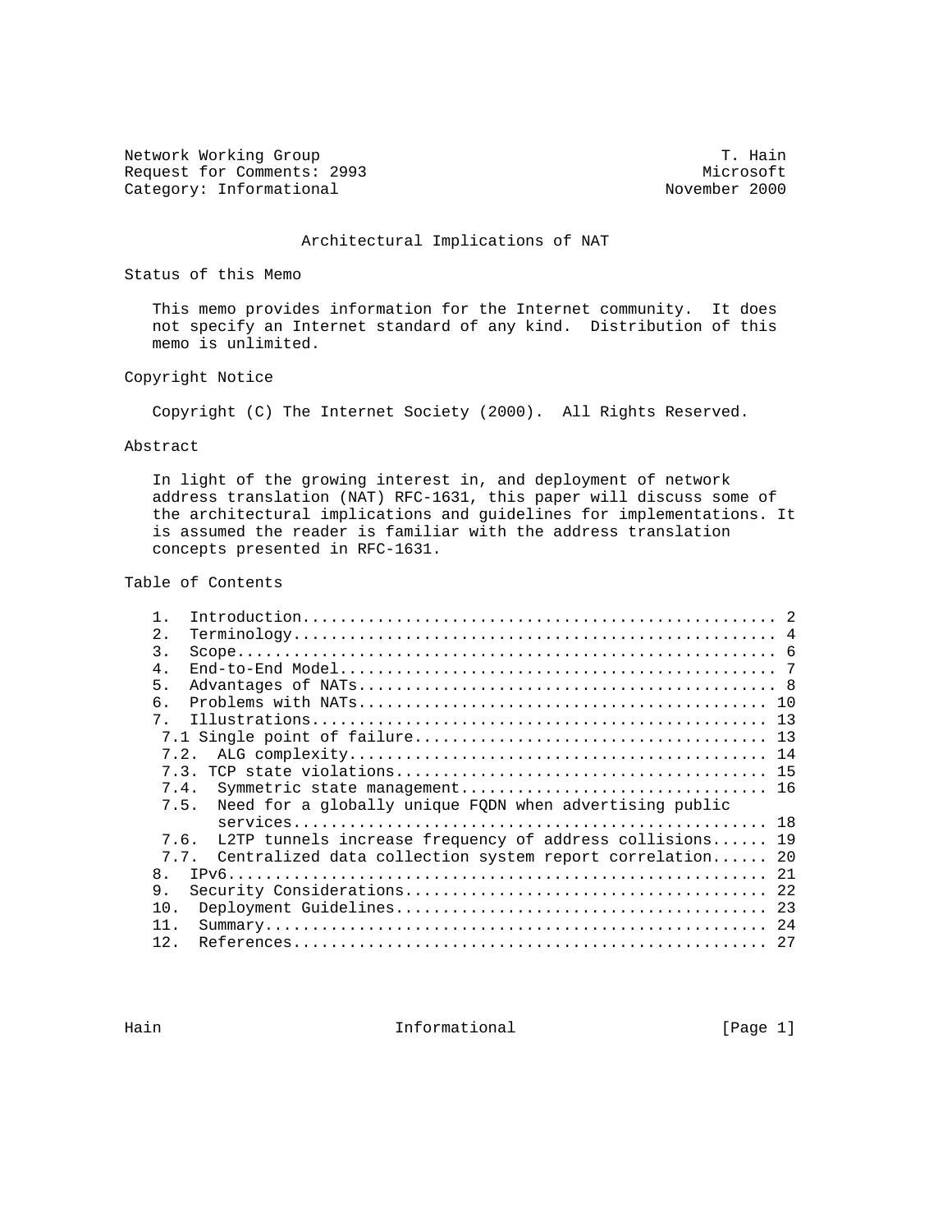Network Working Group T. Hain
Request for Comments: 2993 Microsoft
Category: Informational November 2000

# Architectural Implications of NAT

## Status of this Memo

This memo provides information for the Internet community. It does not specify an Internet standard of any kind. Distribution of this memo is unlimited.

## Copyright Notice

Copyright (C) The Internet Society (2000). All Rights Reserved.

## Abstract

In light of the growing interest in, and deployment of network address translation (NAT) RFC-1631, this paper will discuss some of the architectural implications and guidelines for implementations. It is assumed the reader is familiar with the address translation concepts presented in RFC-1631.

## Table of Contents

1. Introduction.................................................. 2
2. Terminology................................................... 4
3. Scope......................................................... 6
4. End-to-End Model.............................................. 7
5. Advantages of NATs............................................ 8
6. Problems with NATs........................................... 10
7. Illustrations................................................ 13
   - 7.1 Single point of failure.................................. 13
   - 7.2. ALG complexity.......................................... 14
   - 7.3. TCP state violations.................................... 15
   - 7.4. Symmetric state management.............................. 16
   - 7.5. Need for a globally unique FQDN when advertising public services.................................................. 18
   - 7.6. L2TP tunnels increase frequency of address collisions...... 19
   - 7.7. Centralized data collection system report correlation...... 20
8. IPv6......................................................... 21
9. Security Considerations...................................... 22
10. Deployment Guidelines....................................... 23
11. Summary..................................................... 24
12. References.................................................. 27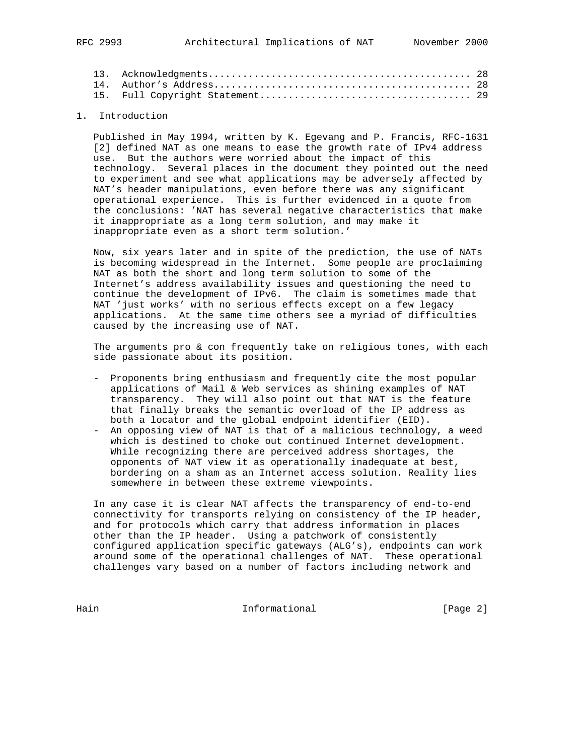13. Acknowledgments............................................ 28
14. Author's Address........................................... 28
15. Full Copyright Statement.................................... 29

## 1. Introduction

Published in May 1994, written by K. Egevang and P. Francis, RFC-1631 [2] defined NAT as one means to ease the growth rate of IPv4 address use. But the authors were worried about the impact of this technology. Several places in the document they pointed out the need to experiment and see what applications may be adversely affected by NAT's header manipulations, even before there was any significant operational experience. This is further evidenced in a quote from the conclusions: 'NAT has several negative characteristics that make it inappropriate as a long term solution, and may make it inappropriate even as a short term solution.'

Now, six years later and in spite of the prediction, the use of NATs is becoming widespread in the Internet. Some people are proclaiming NAT as both the short and long term solution to some of the Internet's address availability issues and questioning the need to continue the development of IPv6. The claim is sometimes made that NAT 'just works' with no serious effects except on a few legacy applications. At the same time others see a myriad of difficulties caused by the increasing use of NAT.

The arguments pro & con frequently take on religious tones, with each side passionate about its position.

- Proponents bring enthusiasm and frequently cite the most popular applications of Mail & Web services as shining examples of NAT transparency. They will also point out that NAT is the feature that finally breaks the semantic overload of the IP address as both a locator and the global endpoint identifier (EID).
- An opposing view of NAT is that of a malicious technology, a weed which is destined to choke out continued Internet development. While recognizing there are perceived address shortages, the opponents of NAT view it as operationally inadequate at best, bordering on a sham as an Internet access solution. Reality lies somewhere in between these extreme viewpoints.

In any case it is clear NAT affects the transparency of end-to-end connectivity for transports relying on consistency of the IP header, and for protocols which carry that address information in places other than the IP header. Using a patchwork of consistently configured application specific gateways (ALG's), endpoints can work around some of the operational challenges of NAT. These operational challenges vary based on a number of factors including network and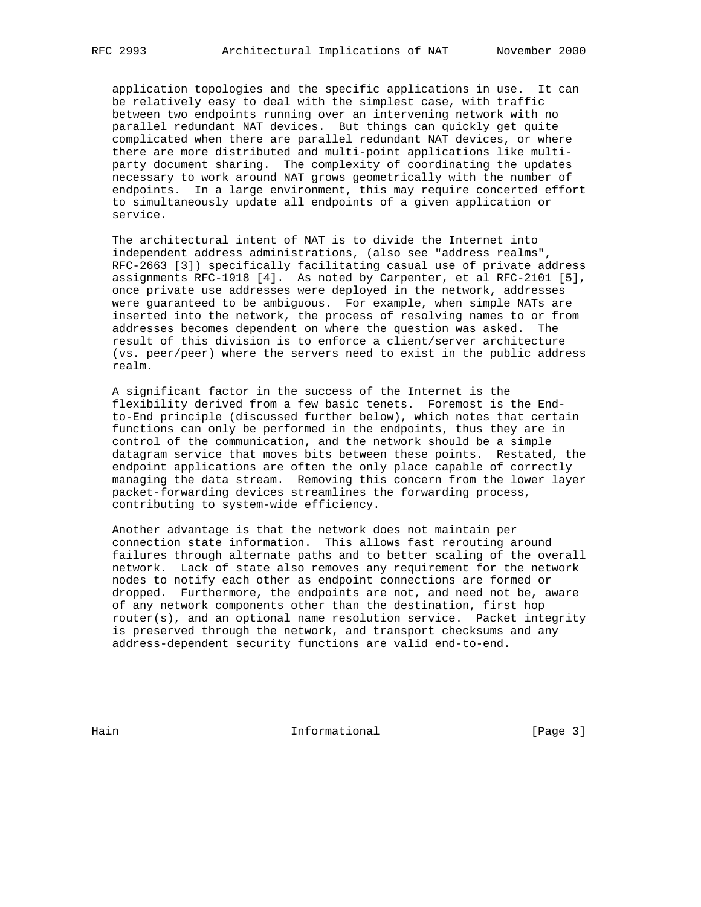application topologies and the specific applications in use. It can be relatively easy to deal with the simplest case, with traffic between two endpoints running over an intervening network with no parallel redundant NAT devices. But things can quickly get quite complicated when there are parallel redundant NAT devices, or where there are more distributed and multi-point applications like multi-party document sharing. The complexity of coordinating the updates necessary to work around NAT grows geometrically with the number of endpoints. In a large environment, this may require concerted effort to simultaneously update all endpoints of a given application or service.

The architectural intent of NAT is to divide the Internet into independent address administrations, (also see "address realms", RFC-2663 [3]) specifically facilitating casual use of private address assignments RFC-1918 [4]. As noted by Carpenter, et al RFC-2101 [5], once private use addresses were deployed in the network, addresses were guaranteed to be ambiguous. For example, when simple NATs are inserted into the network, the process of resolving names to or from addresses becomes dependent on where the question was asked. The result of this division is to enforce a client/server architecture (vs. peer/peer) where the servers need to exist in the public address realm.

A significant factor in the success of the Internet is the flexibility derived from a few basic tenets. Foremost is the End-to-End principle (discussed further below), which notes that certain functions can only be performed in the endpoints, thus they are in control of the communication, and the network should be a simple datagram service that moves bits between these points. Restated, the endpoint applications are often the only place capable of correctly managing the data stream. Removing this concern from the lower layer packet-forwarding devices streamlines the forwarding process, contributing to system-wide efficiency.

Another advantage is that the network does not maintain per connection state information. This allows fast rerouting around failures through alternate paths and to better scaling of the overall network. Lack of state also removes any requirement for the network nodes to notify each other as endpoint connections are formed or dropped. Furthermore, the endpoints are not, and need not be, aware of any network components other than the destination, first hop router(s), and an optional name resolution service. Packet integrity is preserved through the network, and transport checksums and any address-dependent security functions are valid end-to-end.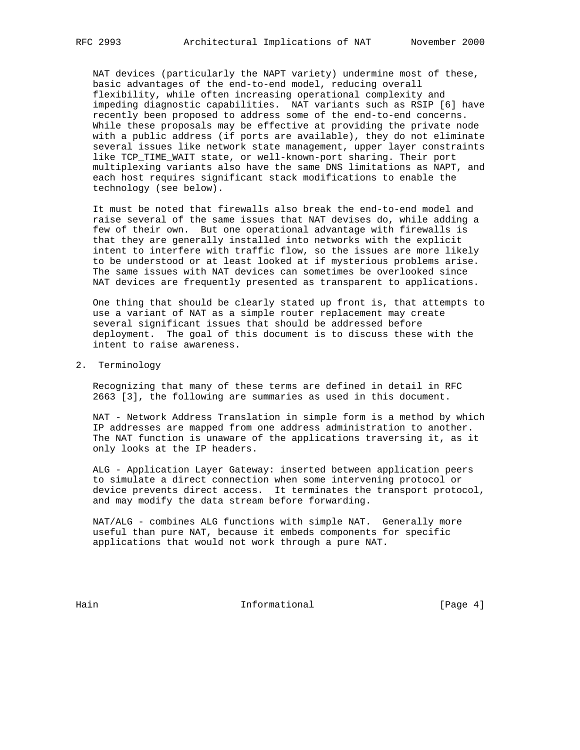NAT devices (particularly the NAPT variety) undermine most of these, basic advantages of the end-to-end model, reducing overall flexibility, while often increasing operational complexity and impeding diagnostic capabilities. NAT variants such as RSIP [6] have recently been proposed to address some of the end-to-end concerns. While these proposals may be effective at providing the private node with a public address (if ports are available), they do not eliminate several issues like network state management, upper layer constraints like TCP_TIME_WAIT state, or well-known-port sharing. Their port multiplexing variants also have the same DNS limitations as NAPT, and each host requires significant stack modifications to enable the technology (see below).

It must be noted that firewalls also break the end-to-end model and raise several of the same issues that NAT devises do, while adding a few of their own. But one operational advantage with firewalls is that they are generally installed into networks with the explicit intent to interfere with traffic flow, so the issues are more likely to be understood or at least looked at if mysterious problems arise. The same issues with NAT devices can sometimes be overlooked since NAT devices are frequently presented as transparent to applications.

One thing that should be clearly stated up front is, that attempts to use a variant of NAT as a simple router replacement may create several significant issues that should be addressed before deployment. The goal of this document is to discuss these with the intent to raise awareness.

## 2. Terminology

Recognizing that many of these terms are defined in detail in RFC 2663 [3], the following are summaries as used in this document.

NAT - Network Address Translation in simple form is a method by which IP addresses are mapped from one address administration to another. The NAT function is unaware of the applications traversing it, as it only looks at the IP headers.

ALG - Application Layer Gateway: inserted between application peers to simulate a direct connection when some intervening protocol or device prevents direct access. It terminates the transport protocol, and may modify the data stream before forwarding.

NAT/ALG - combines ALG functions with simple NAT. Generally more useful than pure NAT, because it embeds components for specific applications that would not work through a pure NAT.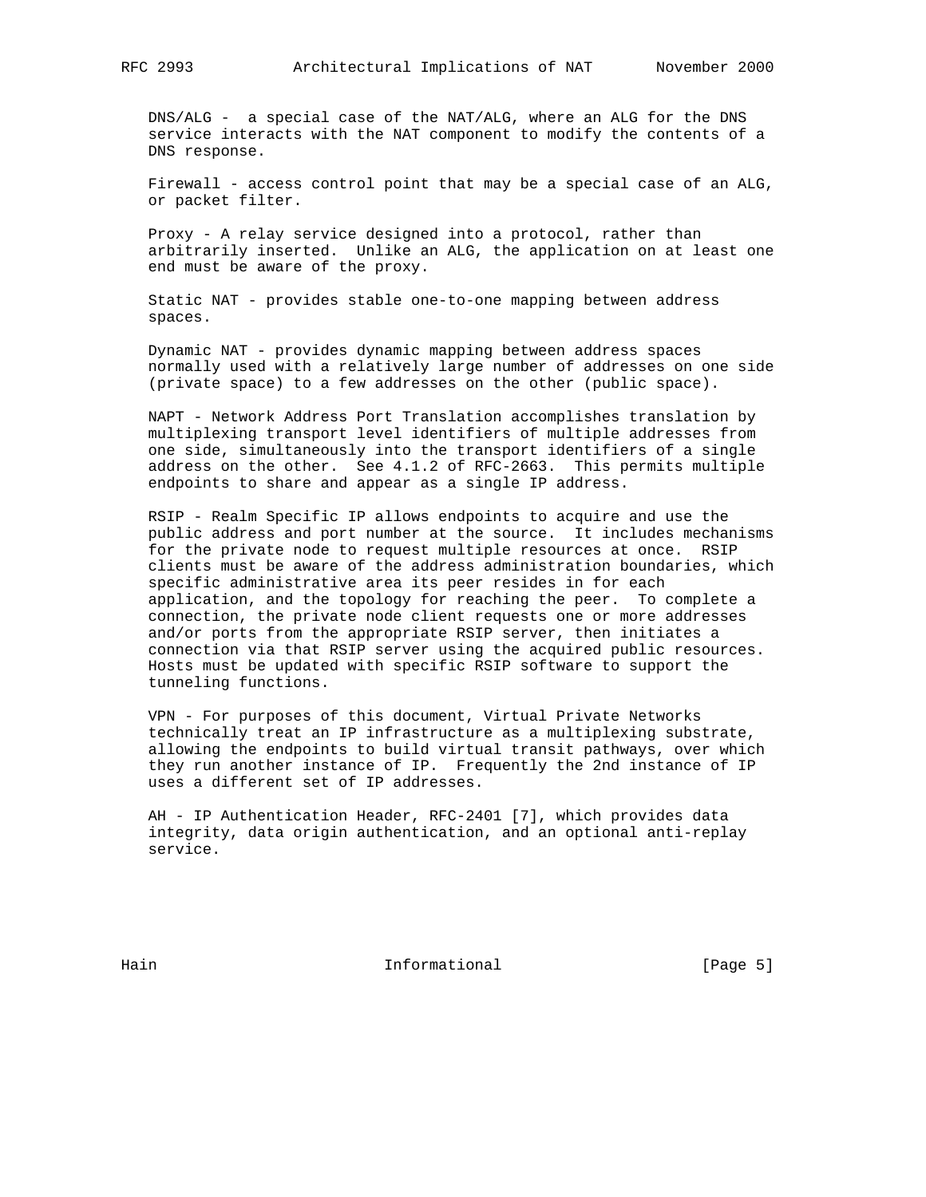DNS/ALG - a special case of the NAT/ALG, where an ALG for the DNS service interacts with the NAT component to modify the contents of a DNS response.

Firewall - access control point that may be a special case of an ALG, or packet filter.

Proxy - A relay service designed into a protocol, rather than arbitrarily inserted. Unlike an ALG, the application on at least one end must be aware of the proxy.

Static NAT - provides stable one-to-one mapping between address spaces.

Dynamic NAT - provides dynamic mapping between address spaces normally used with a relatively large number of addresses on one side (private space) to a few addresses on the other (public space).

NAPT - Network Address Port Translation accomplishes translation by multiplexing transport level identifiers of multiple addresses from one side, simultaneously into the transport identifiers of a single address on the other. See 4.1.2 of RFC-2663. This permits multiple endpoints to share and appear as a single IP address.

RSIP - Realm Specific IP allows endpoints to acquire and use the public address and port number at the source. It includes mechanisms for the private node to request multiple resources at once. RSIP clients must be aware of the address administration boundaries, which specific administrative area its peer resides in for each application, and the topology for reaching the peer. To complete a connection, the private node client requests one or more addresses and/or ports from the appropriate RSIP server, then initiates a connection via that RSIP server using the acquired public resources. Hosts must be updated with specific RSIP software to support the tunneling functions.

VPN - For purposes of this document, Virtual Private Networks technically treat an IP infrastructure as a multiplexing substrate, allowing the endpoints to build virtual transit pathways, over which they run another instance of IP. Frequently the 2nd instance of IP uses a different set of IP addresses.

AH - IP Authentication Header, RFC-2401 [7], which provides data integrity, data origin authentication, and an optional anti-replay service.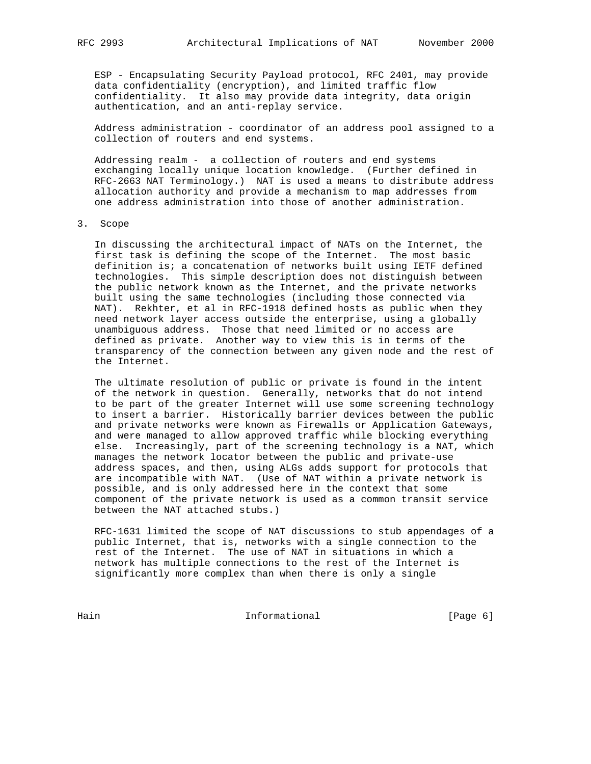ESP - Encapsulating Security Payload protocol, RFC 2401, may provide data confidentiality (encryption), and limited traffic flow confidentiality. It also may provide data integrity, data origin authentication, and an anti-replay service.

Address administration - coordinator of an address pool assigned to a collection of routers and end systems.

Addressing realm - a collection of routers and end systems exchanging locally unique location knowledge. (Further defined in RFC-2663 NAT Terminology.) NAT is used a means to distribute address allocation authority and provide a mechanism to map addresses from one address administration into those of another administration.

## 3. Scope

In discussing the architectural impact of NATs on the Internet, the first task is defining the scope of the Internet. The most basic definition is; a concatenation of networks built using IETF defined technologies. This simple description does not distinguish between the public network known as the Internet, and the private networks built using the same technologies (including those connected via NAT). Rekhter, et al in RFC-1918 defined hosts as public when they need network layer access outside the enterprise, using a globally unambiguous address. Those that need limited or no access are defined as private. Another way to view this is in terms of the transparency of the connection between any given node and the rest of the Internet.

The ultimate resolution of public or private is found in the intent of the network in question. Generally, networks that do not intend to be part of the greater Internet will use some screening technology to insert a barrier. Historically barrier devices between the public and private networks were known as Firewalls or Application Gateways, and were managed to allow approved traffic while blocking everything else. Increasingly, part of the screening technology is a NAT, which manages the network locator between the public and private-use address spaces, and then, using ALGs adds support for protocols that are incompatible with NAT. (Use of NAT within a private network is possible, and is only addressed here in the context that some component of the private network is used as a common transit service between the NAT attached stubs.)

RFC-1631 limited the scope of NAT discussions to stub appendages of a public Internet, that is, networks with a single connection to the rest of the Internet. The use of NAT in situations in which a network has multiple connections to the rest of the Internet is significantly more complex than when there is only a single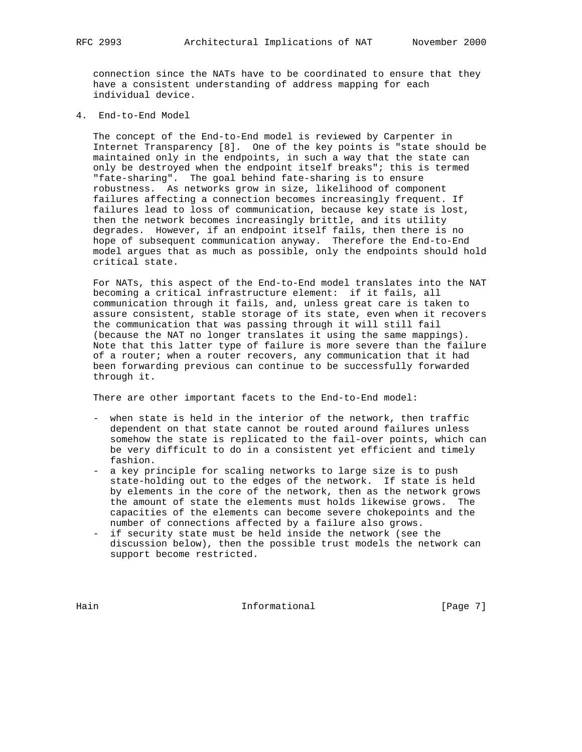connection since the NATs have to be coordinated to ensure that they have a consistent understanding of address mapping for each individual device.

## 4. End-to-End Model

The concept of the End-to-End model is reviewed by Carpenter in Internet Transparency [8]. One of the key points is "state should be maintained only in the endpoints, in such a way that the state can only be destroyed when the endpoint itself breaks"; this is termed "fate-sharing". The goal behind fate-sharing is to ensure robustness. As networks grow in size, likelihood of component failures affecting a connection becomes increasingly frequent. If failures lead to loss of communication, because key state is lost, then the network becomes increasingly brittle, and its utility degrades. However, if an endpoint itself fails, then there is no hope of subsequent communication anyway. Therefore the End-to-End model argues that as much as possible, only the endpoints should hold critical state.

For NATs, this aspect of the End-to-End model translates into the NAT becoming a critical infrastructure element: if it fails, all communication through it fails, and, unless great care is taken to assure consistent, stable storage of its state, even when it recovers the communication that was passing through it will still fail (because the NAT no longer translates it using the same mappings). Note that this latter type of failure is more severe than the failure of a router; when a router recovers, any communication that it had been forwarding previous can continue to be successfully forwarded through it.

There are other important facets to the End-to-End model:

- when state is held in the interior of the network, then traffic dependent on that state cannot be routed around failures unless somehow the state is replicated to the fail-over points, which can be very difficult to do in a consistent yet efficient and timely fashion.
- a key principle for scaling networks to large size is to push state-holding out to the edges of the network. If state is held by elements in the core of the network, then as the network grows the amount of state the elements must holds likewise grows. The capacities of the elements can become severe chokepoints and the number of connections affected by a failure also grows.
- if security state must be held inside the network (see the discussion below), then the possible trust models the network can support become restricted.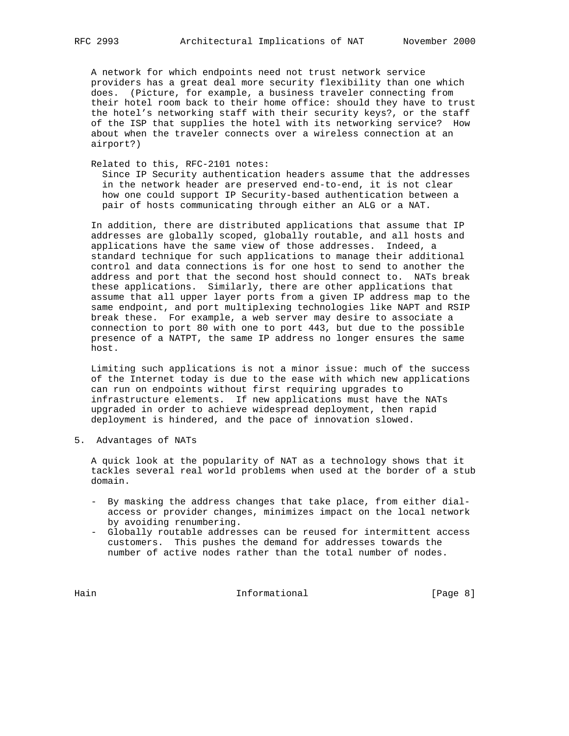A network for which endpoints need not trust network service providers has a great deal more security flexibility than one which does. (Picture, for example, a business traveler connecting from their hotel room back to their home office: should they have to trust the hotel's networking staff with their security keys?, or the staff of the ISP that supplies the hotel with its networking service? How about when the traveler connects over a wireless connection at an airport?)

Related to this, RFC-2101 notes:

> Since IP Security authentication headers assume that the addresses in the network header are preserved end-to-end, it is not clear how one could support IP Security-based authentication between a pair of hosts communicating through either an ALG or a NAT.

In addition, there are distributed applications that assume that IP addresses are globally scoped, globally routable, and all hosts and applications have the same view of those addresses. Indeed, a standard technique for such applications to manage their additional control and data connections is for one host to send to another the address and port that the second host should connect to. NATs break these applications. Similarly, there are other applications that assume that all upper layer ports from a given IP address map to the same endpoint, and port multiplexing technologies like NAPT and RSIP break these. For example, a web server may desire to associate a connection to port 80 with one to port 443, but due to the possible presence of a NATPT, the same IP address no longer ensures the same host.

Limiting such applications is not a minor issue: much of the success of the Internet today is due to the ease with which new applications can run on endpoints without first requiring upgrades to infrastructure elements. If new applications must have the NATs upgraded in order to achieve widespread deployment, then rapid deployment is hindered, and the pace of innovation slowed.

## 5. Advantages of NATs

A quick look at the popularity of NAT as a technology shows that it tackles several real world problems when used at the border of a stub domain.

- By masking the address changes that take place, from either dial-access or provider changes, minimizes impact on the local network by avoiding renumbering.
- Globally routable addresses can be reused for intermittent access customers. This pushes the demand for addresses towards the number of active nodes rather than the total number of nodes.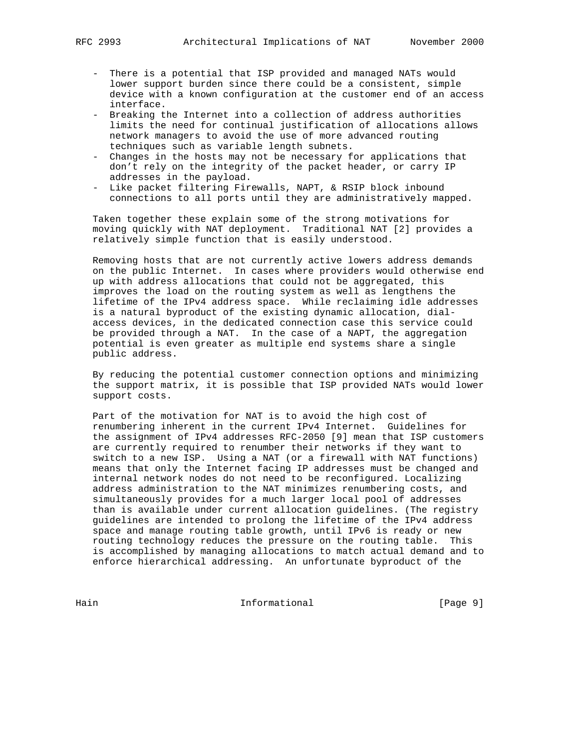- There is a potential that ISP provided and managed NATs would lower support burden since there could be a consistent, simple device with a known configuration at the customer end of an access interface.
- Breaking the Internet into a collection of address authorities limits the need for continual justification of allocations allows network managers to avoid the use of more advanced routing techniques such as variable length subnets.
- Changes in the hosts may not be necessary for applications that don't rely on the integrity of the packet header, or carry IP addresses in the payload.
- Like packet filtering Firewalls, NAPT, & RSIP block inbound connections to all ports until they are administratively mapped.

Taken together these explain some of the strong motivations for moving quickly with NAT deployment. Traditional NAT [2] provides a relatively simple function that is easily understood.

Removing hosts that are not currently active lowers address demands on the public Internet. In cases where providers would otherwise end up with address allocations that could not be aggregated, this improves the load on the routing system as well as lengthens the lifetime of the IPv4 address space. While reclaiming idle addresses is a natural byproduct of the existing dynamic allocation, dial-access devices, in the dedicated connection case this service could be provided through a NAT. In the case of a NAPT, the aggregation potential is even greater as multiple end systems share a single public address.

By reducing the potential customer connection options and minimizing the support matrix, it is possible that ISP provided NATs would lower support costs.

Part of the motivation for NAT is to avoid the high cost of renumbering inherent in the current IPv4 Internet. Guidelines for the assignment of IPv4 addresses RFC-2050 [9] mean that ISP customers are currently required to renumber their networks if they want to switch to a new ISP. Using a NAT (or a firewall with NAT functions) means that only the Internet facing IP addresses must be changed and internal network nodes do not need to be reconfigured. Localizing address administration to the NAT minimizes renumbering costs, and simultaneously provides for a much larger local pool of addresses than is available under current allocation guidelines. (The registry guidelines are intended to prolong the lifetime of the IPv4 address space and manage routing table growth, until IPv6 is ready or new routing technology reduces the pressure on the routing table. This is accomplished by managing allocations to match actual demand and to enforce hierarchical addressing. An unfortunate byproduct of the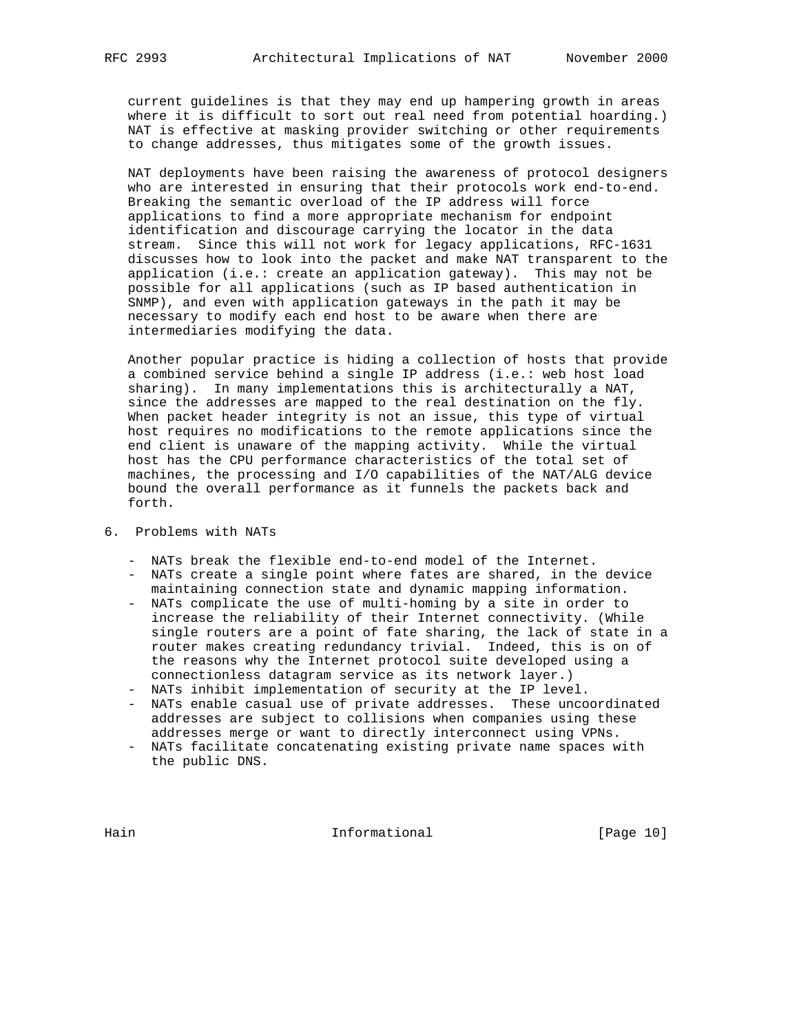current guidelines is that they may end up hampering growth in areas where it is difficult to sort out real need from potential hoarding.) NAT is effective at masking provider switching or other requirements to change addresses, thus mitigates some of the growth issues.

NAT deployments have been raising the awareness of protocol designers who are interested in ensuring that their protocols work end-to-end. Breaking the semantic overload of the IP address will force applications to find a more appropriate mechanism for endpoint identification and discourage carrying the locator in the data stream. Since this will not work for legacy applications, RFC-1631 discusses how to look into the packet and make NAT transparent to the application (i.e.: create an application gateway). This may not be possible for all applications (such as IP based authentication in SNMP), and even with application gateways in the path it may be necessary to modify each end host to be aware when there are intermediaries modifying the data.

Another popular practice is hiding a collection of hosts that provide a combined service behind a single IP address (i.e.: web host load sharing). In many implementations this is architecturally a NAT, since the addresses are mapped to the real destination on the fly. When packet header integrity is not an issue, this type of virtual host requires no modifications to the remote applications since the end client is unaware of the mapping activity. While the virtual host has the CPU performance characteristics of the total set of machines, the processing and I/O capabilities of the NAT/ALG device bound the overall performance as it funnels the packets back and forth.

## 6. Problems with NATs

- NATs break the flexible end-to-end model of the Internet.
- NATs create a single point where fates are shared, in the device maintaining connection state and dynamic mapping information.
- NATs complicate the use of multi-homing by a site in order to increase the reliability of their Internet connectivity. (While single routers are a point of fate sharing, the lack of state in a router makes creating redundancy trivial. Indeed, this is on of the reasons why the Internet protocol suite developed using a connectionless datagram service as its network layer.)
- NATs inhibit implementation of security at the IP level.
- NATs enable casual use of private addresses. These uncoordinated addresses are subject to collisions when companies using these addresses merge or want to directly interconnect using VPNs.
- NATs facilitate concatenating existing private name spaces with the public DNS.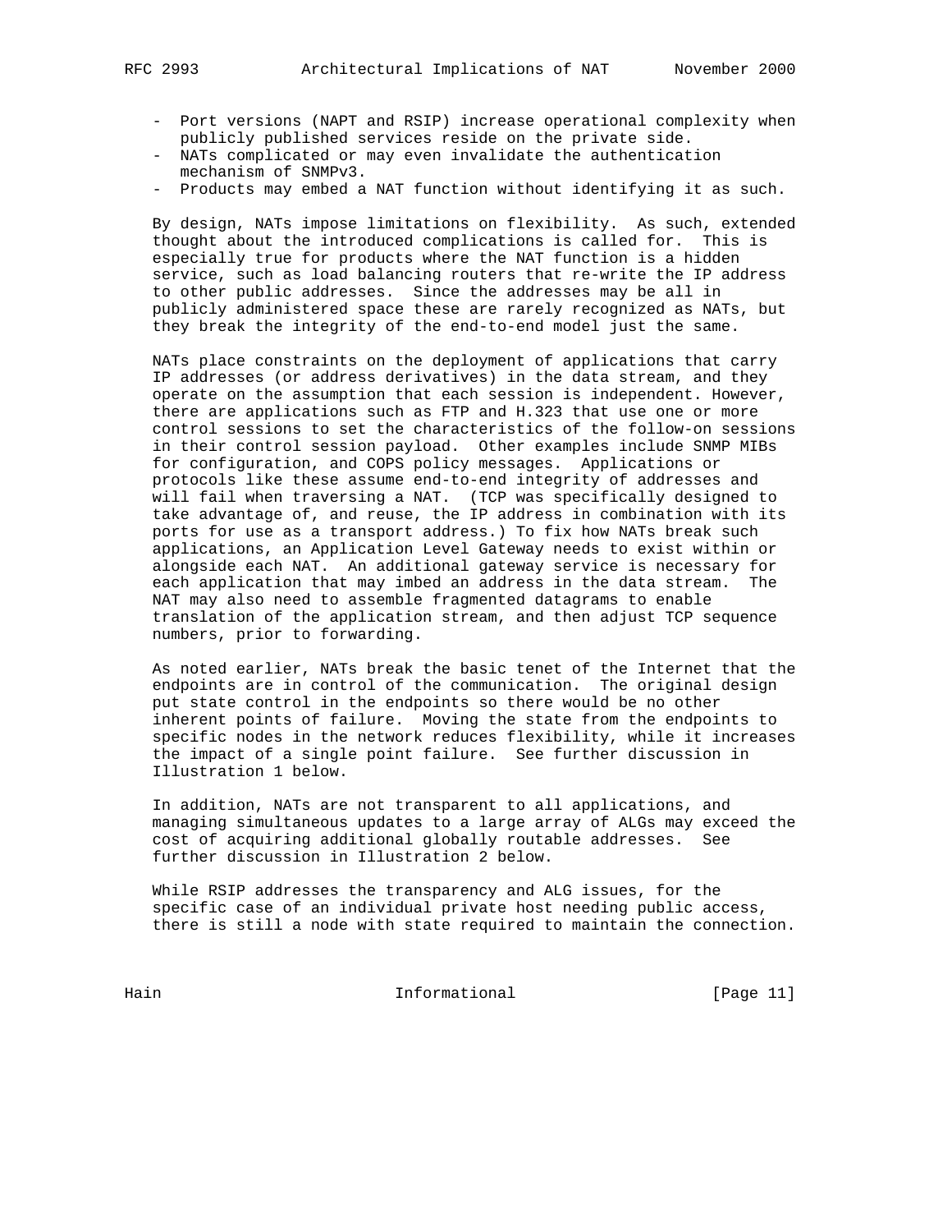- Port versions (NAPT and RSIP) increase operational complexity when publicly published services reside on the private side.
- NATs complicated or may even invalidate the authentication mechanism of SNMPv3.
- Products may embed a NAT function without identifying it as such.

By design, NATs impose limitations on flexibility. As such, extended thought about the introduced complications is called for. This is especially true for products where the NAT function is a hidden service, such as load balancing routers that re-write the IP address to other public addresses. Since the addresses may be all in publicly administered space these are rarely recognized as NATs, but they break the integrity of the end-to-end model just the same.

NATs place constraints on the deployment of applications that carry IP addresses (or address derivatives) in the data stream, and they operate on the assumption that each session is independent. However, there are applications such as FTP and H.323 that use one or more control sessions to set the characteristics of the follow-on sessions in their control session payload. Other examples include SNMP MIBs for configuration, and COPS policy messages. Applications or protocols like these assume end-to-end integrity of addresses and will fail when traversing a NAT. (TCP was specifically designed to take advantage of, and reuse, the IP address in combination with its ports for use as a transport address.) To fix how NATs break such applications, an Application Level Gateway needs to exist within or alongside each NAT. An additional gateway service is necessary for each application that may imbed an address in the data stream. The NAT may also need to assemble fragmented datagrams to enable translation of the application stream, and then adjust TCP sequence numbers, prior to forwarding.

As noted earlier, NATs break the basic tenet of the Internet that the endpoints are in control of the communication. The original design put state control in the endpoints so there would be no other inherent points of failure. Moving the state from the endpoints to specific nodes in the network reduces flexibility, while it increases the impact of a single point failure. See further discussion in Illustration 1 below.

In addition, NATs are not transparent to all applications, and managing simultaneous updates to a large array of ALGs may exceed the cost of acquiring additional globally routable addresses. See further discussion in Illustration 2 below.

While RSIP addresses the transparency and ALG issues, for the specific case of an individual private host needing public access, there is still a node with state required to maintain the connection.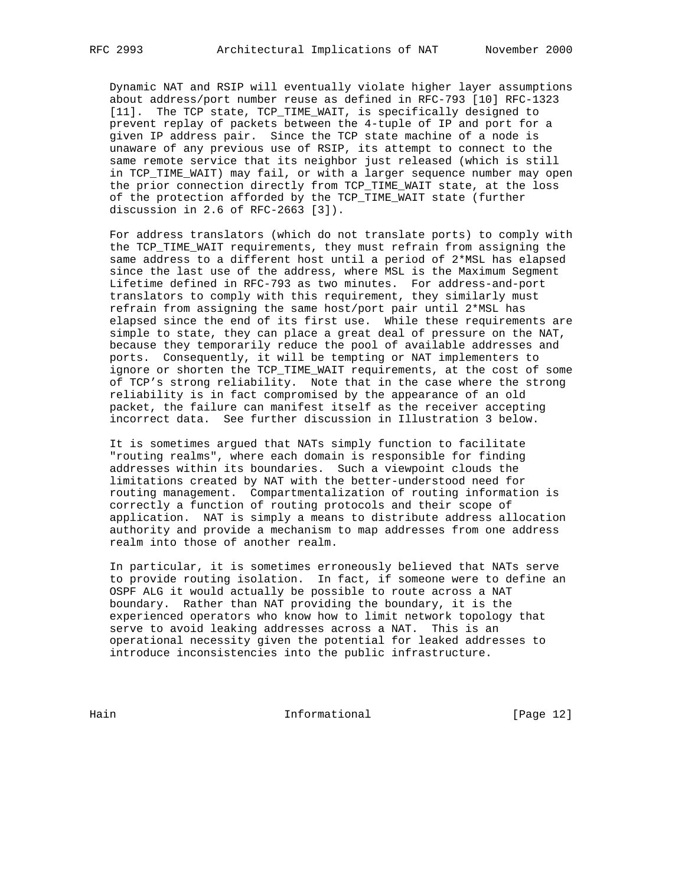Dynamic NAT and RSIP will eventually violate higher layer assumptions about address/port number reuse as defined in RFC-793 [10] RFC-1323 [11]. The TCP state, TCP_TIME_WAIT, is specifically designed to prevent replay of packets between the 4-tuple of IP and port for a given IP address pair. Since the TCP state machine of a node is unaware of any previous use of RSIP, its attempt to connect to the same remote service that its neighbor just released (which is still in TCP_TIME_WAIT) may fail, or with a larger sequence number may open the prior connection directly from TCP_TIME_WAIT state, at the loss of the protection afforded by the TCP_TIME_WAIT state (further discussion in 2.6 of RFC-2663 [3]).

For address translators (which do not translate ports) to comply with the TCP_TIME_WAIT requirements, they must refrain from assigning the same address to a different host until a period of 2*MSL has elapsed since the last use of the address, where MSL is the Maximum Segment Lifetime defined in RFC-793 as two minutes. For address-and-port translators to comply with this requirement, they similarly must refrain from assigning the same host/port pair until 2*MSL has elapsed since the end of its first use. While these requirements are simple to state, they can place a great deal of pressure on the NAT, because they temporarily reduce the pool of available addresses and ports. Consequently, it will be tempting or NAT implementers to ignore or shorten the TCP_TIME_WAIT requirements, at the cost of some of TCP's strong reliability. Note that in the case where the strong reliability is in fact compromised by the appearance of an old packet, the failure can manifest itself as the receiver accepting incorrect data. See further discussion in Illustration 3 below.

It is sometimes argued that NATs simply function to facilitate "routing realms", where each domain is responsible for finding addresses within its boundaries. Such a viewpoint clouds the limitations created by NAT with the better-understood need for routing management. Compartmentalization of routing information is correctly a function of routing protocols and their scope of application. NAT is simply a means to distribute address allocation authority and provide a mechanism to map addresses from one address realm into those of another realm.

In particular, it is sometimes erroneously believed that NATs serve to provide routing isolation. In fact, if someone were to define an OSPF ALG it would actually be possible to route across a NAT boundary. Rather than NAT providing the boundary, it is the experienced operators who know how to limit network topology that serve to avoid leaking addresses across a NAT. This is an operational necessity given the potential for leaked addresses to introduce inconsistencies into the public infrastructure.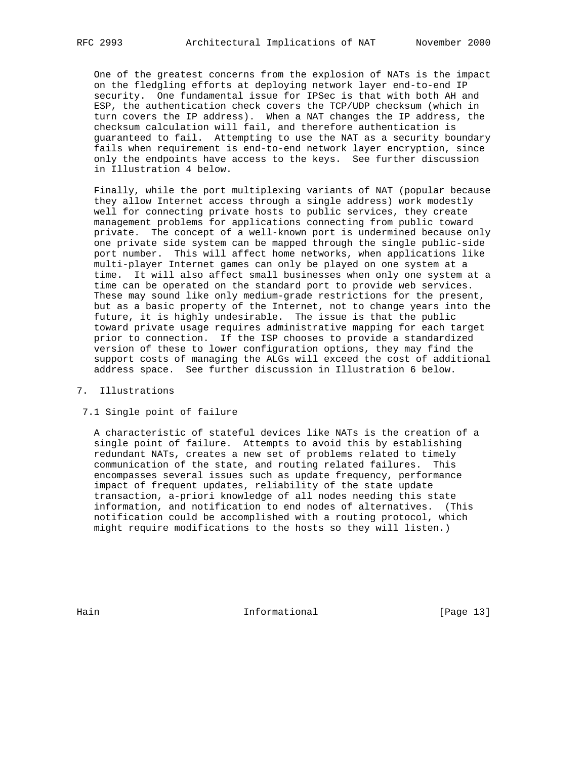One of the greatest concerns from the explosion of NATs is the impact on the fledgling efforts at deploying network layer end-to-end IP security. One fundamental issue for IPSec is that with both AH and ESP, the authentication check covers the TCP/UDP checksum (which in turn covers the IP address). When a NAT changes the IP address, the checksum calculation will fail, and therefore authentication is guaranteed to fail. Attempting to use the NAT as a security boundary fails when requirement is end-to-end network layer encryption, since only the endpoints have access to the keys. See further discussion in Illustration 4 below.

Finally, while the port multiplexing variants of NAT (popular because they allow Internet access through a single address) work modestly well for connecting private hosts to public services, they create management problems for applications connecting from public toward private. The concept of a well-known port is undermined because only one private side system can be mapped through the single public-side port number. This will affect home networks, when applications like multi-player Internet games can only be played on one system at a time. It will also affect small businesses when only one system at a time can be operated on the standard port to provide web services. These may sound like only medium-grade restrictions for the present, but as a basic property of the Internet, not to change years into the future, it is highly undesirable. The issue is that the public toward private usage requires administrative mapping for each target prior to connection. If the ISP chooses to provide a standardized version of these to lower configuration options, they may find the support costs of managing the ALGs will exceed the cost of additional address space. See further discussion in Illustration 6 below.

# 7. Illustrations

## 7.1 Single point of failure

A characteristic of stateful devices like NATs is the creation of a single point of failure. Attempts to avoid this by establishing redundant NATs, creates a new set of problems related to timely communication of the state, and routing related failures. This encompasses several issues such as update frequency, performance impact of frequent updates, reliability of the state update transaction, a-priori knowledge of all nodes needing this state information, and notification to end nodes of alternatives. (This notification could be accomplished with a routing protocol, which might require modifications to the hosts so they will listen.)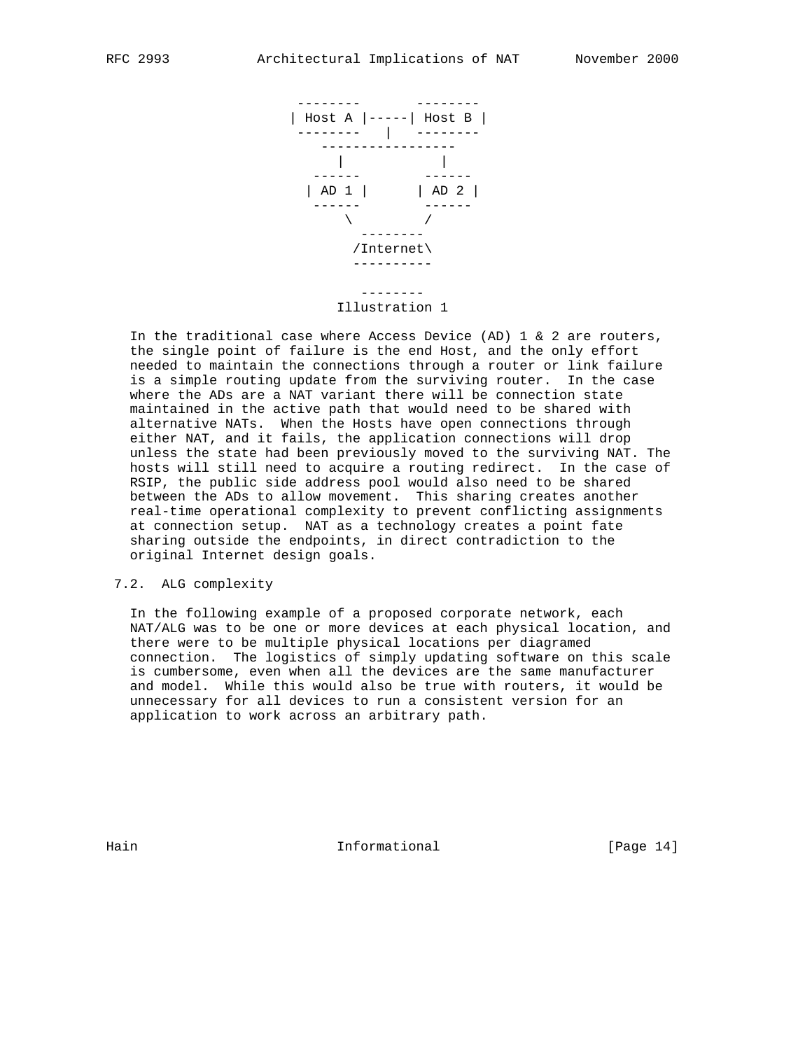```
 --------       --------
| Host A |-----| Host B |
 --------   |   --------
    -----------------
      |           |
   ------       ------
  | AD 1 |     | AD 2 |
   ------       ------
       \         /
        --------
       /Internet\
       ----------

        --------
     Illustration 1
```

In the traditional case where Access Device (AD) 1 & 2 are routers, the single point of failure is the end Host, and the only effort needed to maintain the connections through a router or link failure is a simple routing update from the surviving router. In the case where the ADs are a NAT variant there will be connection state maintained in the active path that would need to be shared with alternative NATs. When the Hosts have open connections through either NAT, and it fails, the application connections will drop unless the state had been previously moved to the surviving NAT. The hosts will still need to acquire a routing redirect. In the case of RSIP, the public side address pool would also need to be shared between the ADs to allow movement. This sharing creates another real-time operational complexity to prevent conflicting assignments at connection setup. NAT as a technology creates a point fate sharing outside the endpoints, in direct contradiction to the original Internet design goals.

## 7.2. ALG complexity

In the following example of a proposed corporate network, each NAT/ALG was to be one or more devices at each physical location, and there were to be multiple physical locations per diagramed connection. The logistics of simply updating software on this scale is cumbersome, even when all the devices are the same manufacturer and model. While this would also be true with routers, it would be unnecessary for all devices to run a consistent version for an application to work across an arbitrary path.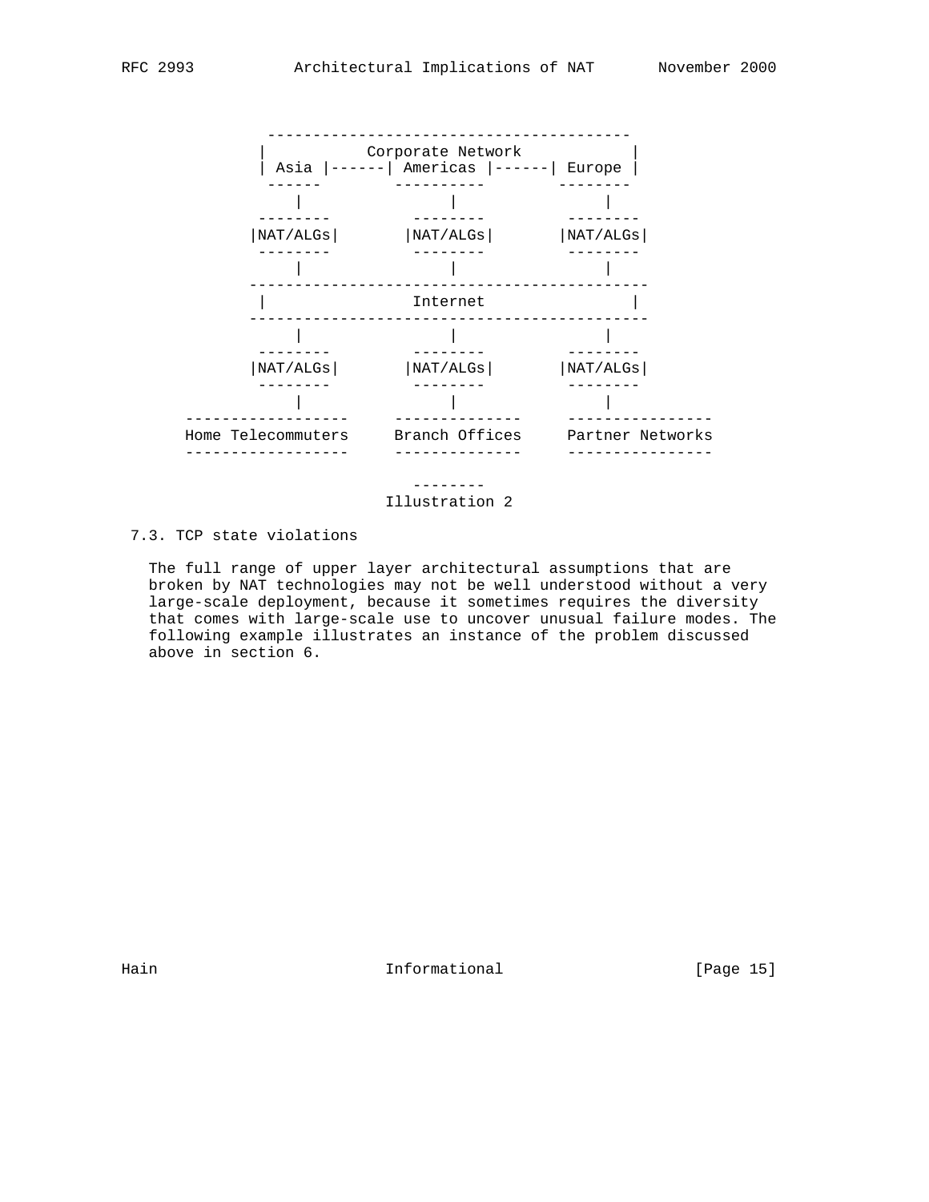```
             ---------------------------------------
            |          Corporate Network            |
            | Asia |------| Americas |------| Europe |
              ------        ----------        --------
                |               |                |
             --------        --------         --------
            |NAT/ALGs|      |NAT/ALGs|       |NAT/ALGs|
             --------        --------         --------
                |               |                |
            -------------------------------------------
            |                Internet                 |
            -------------------------------------------
                |               |                |
             --------        --------         --------
            |NAT/ALGs|      |NAT/ALGs|       |NAT/ALGs|
             --------        --------         --------
                |               |                |
     ------------------     --------------     ---------------
     Home Telecommuters     Branch Offices     Partner Networks
     ------------------     --------------     ---------------

                              --------
                           Illustration 2
```

## 7.3. TCP state violations

The full range of upper layer architectural assumptions that are broken by NAT technologies may not be well understood without a very large-scale deployment, because it sometimes requires the diversity that comes with large-scale use to uncover unusual failure modes. The following example illustrates an instance of the problem discussed above in section 6.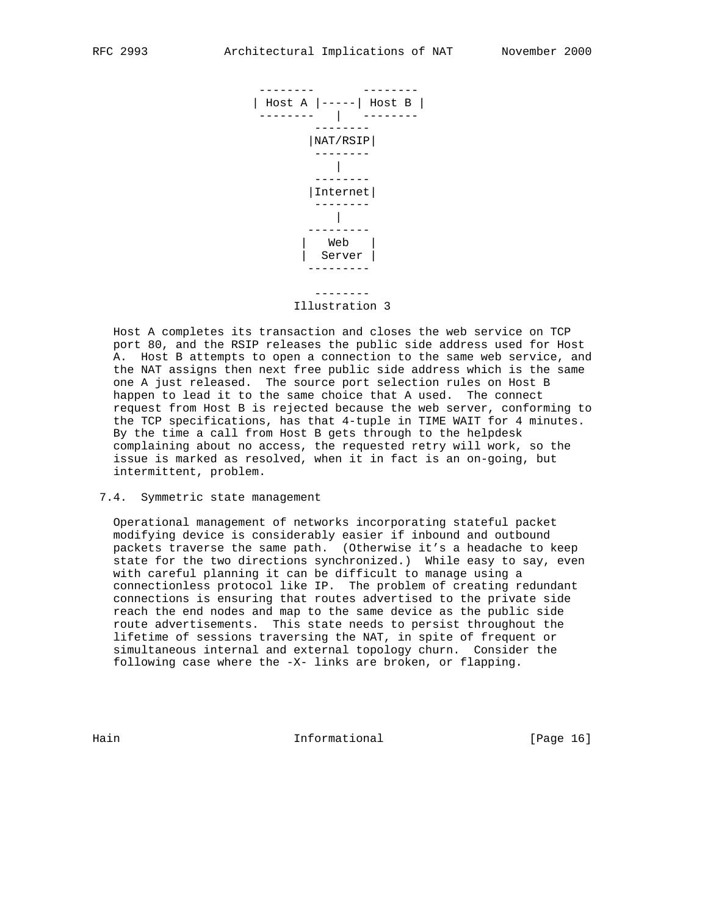```
 --------       --------
| Host A |-----| Host B |
 --------   |   --------
         --------
        |NAT/RSIP|
         --------
            |
         --------
        |Internet|
         --------
            |
        ---------
       |   Web   |
       |  Server |
        ---------

         --------
```

Illustration 3

Host A completes its transaction and closes the web service on TCP port 80, and the RSIP releases the public side address used for Host A. Host B attempts to open a connection to the same web service, and the NAT assigns then next free public side address which is the same one A just released. The source port selection rules on Host B happen to lead it to the same choice that A used. The connect request from Host B is rejected because the web server, conforming to the TCP specifications, has that 4-tuple in TIME WAIT for 4 minutes. By the time a call from Host B gets through to the helpdesk complaining about no access, the requested retry will work, so the issue is marked as resolved, when it in fact is an on-going, but intermittent, problem.

## 7.4. Symmetric state management

Operational management of networks incorporating stateful packet modifying device is considerably easier if inbound and outbound packets traverse the same path. (Otherwise it's a headache to keep state for the two directions synchronized.) While easy to say, even with careful planning it can be difficult to manage using a connectionless protocol like IP. The problem of creating redundant connections is ensuring that routes advertised to the private side reach the end nodes and map to the same device as the public side route advertisements. This state needs to persist throughout the lifetime of sessions traversing the NAT, in spite of frequent or simultaneous internal and external topology churn. Consider the following case where the -X- links are broken, or flapping.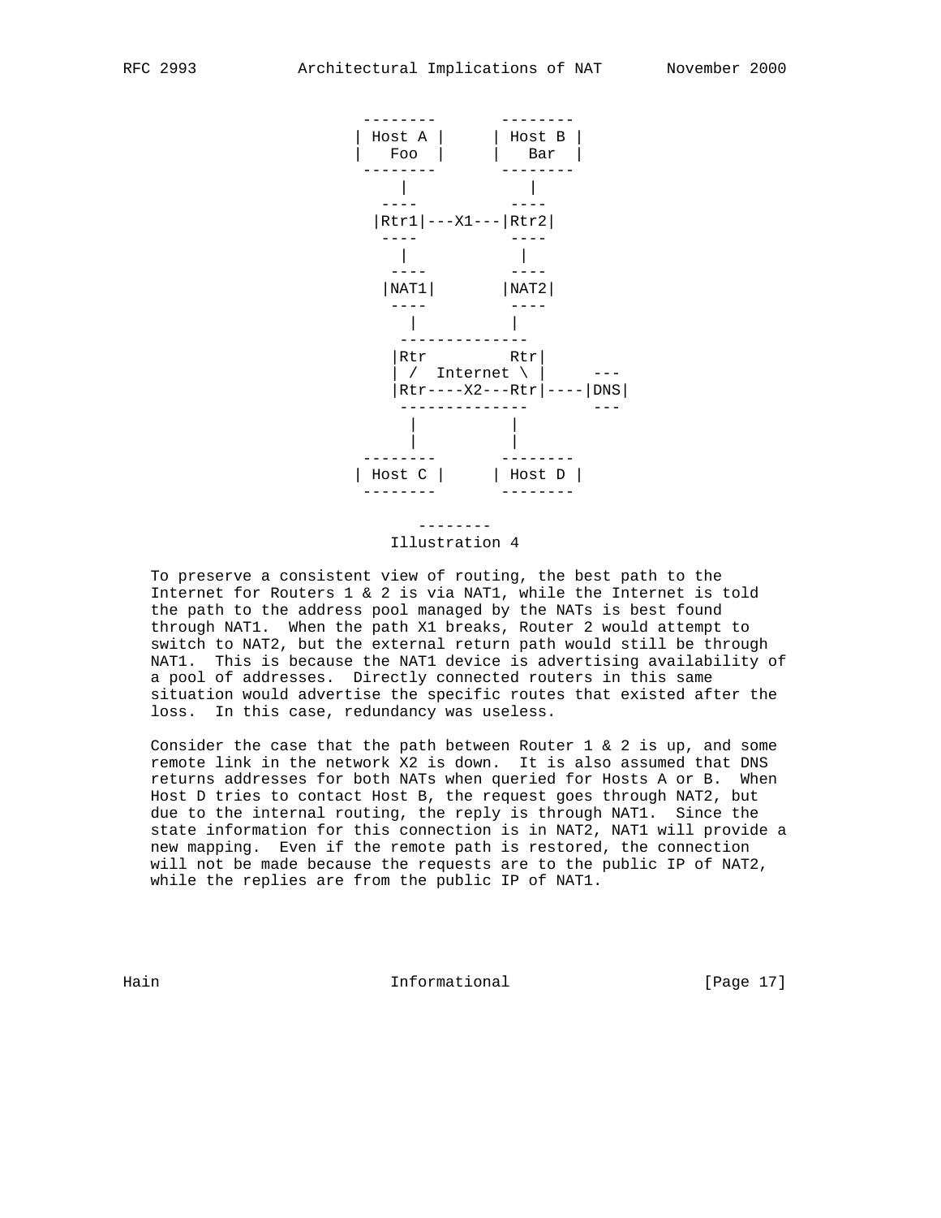```
 --------       --------
| Host A |     | Host B |
|   Foo  |     |   Bar  |
 --------       --------
     |             |
    ----          ----
   |Rtr1|---X1---|Rtr2|
    ----          ----
     |             |
    ----          ----
   |NAT1|        |NAT2|
    ----          ----
      |            |
    --------------
   |Rtr         Rtr|
   | /  Internet \ |      ---
   |Rtr----X2---Rtr|----|DNS|
    --------------        ---
      |            |
      |            |
 --------       --------
| Host C |     | Host D |
 --------       --------
```

--------

Illustration 4

To preserve a consistent view of routing, the best path to the Internet for Routers 1 & 2 is via NAT1, while the Internet is told the path to the address pool managed by the NATs is best found through NAT1. When the path X1 breaks, Router 2 would attempt to switch to NAT2, but the external return path would still be through NAT1. This is because the NAT1 device is advertising availability of a pool of addresses. Directly connected routers in this same situation would advertise the specific routes that existed after the loss. In this case, redundancy was useless.

Consider the case that the path between Router 1 & 2 is up, and some remote link in the network X2 is down. It is also assumed that DNS returns addresses for both NATs when queried for Hosts A or B. When Host D tries to contact Host B, the request goes through NAT2, but due to the internal routing, the reply is through NAT1. Since the state information for this connection is in NAT2, NAT1 will provide a new mapping. Even if the remote path is restored, the connection will not be made because the requests are to the public IP of NAT2, while the replies are from the public IP of NAT1.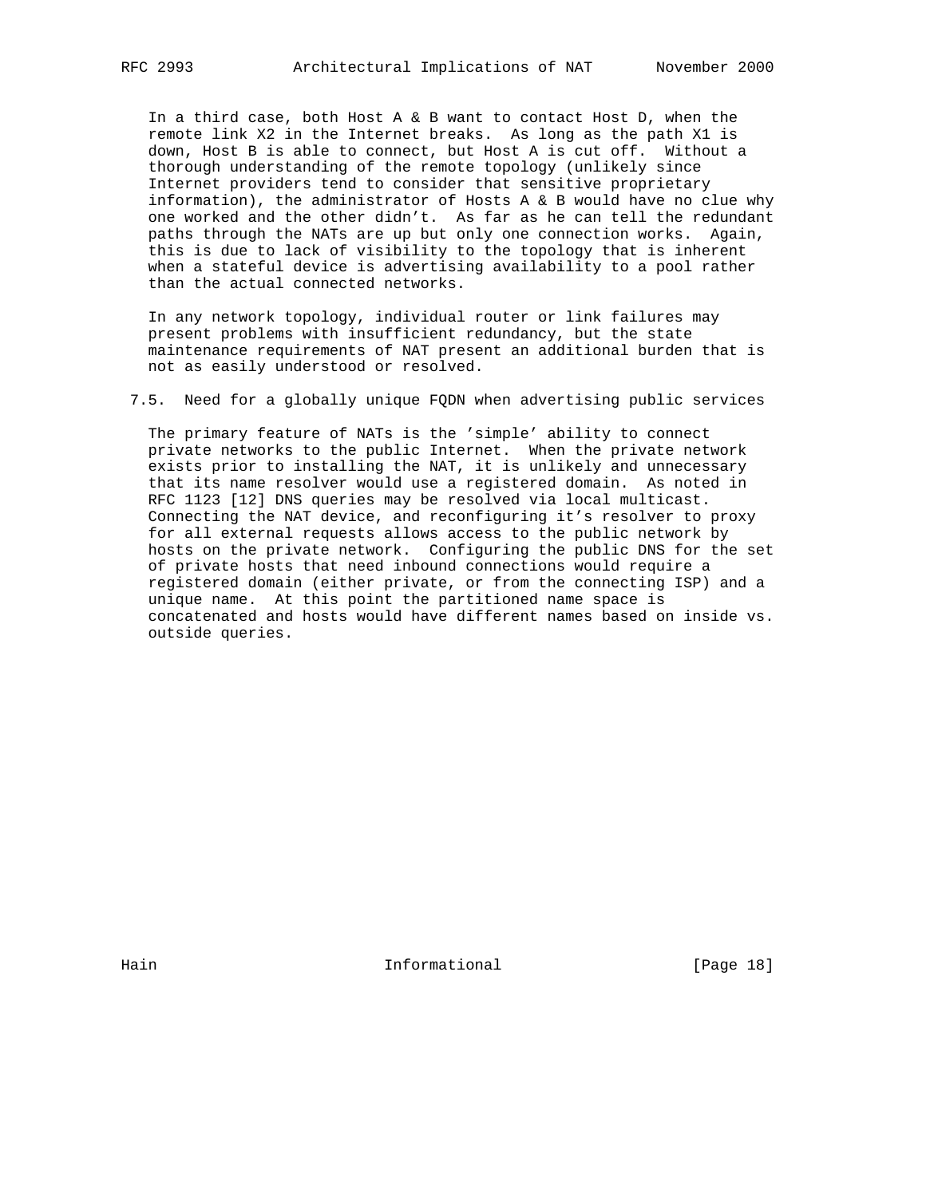In a third case, both Host A & B want to contact Host D, when the remote link X2 in the Internet breaks. As long as the path X1 is down, Host B is able to connect, but Host A is cut off. Without a thorough understanding of the remote topology (unlikely since Internet providers tend to consider that sensitive proprietary information), the administrator of Hosts A & B would have no clue why one worked and the other didn't. As far as he can tell the redundant paths through the NATs are up but only one connection works. Again, this is due to lack of visibility to the topology that is inherent when a stateful device is advertising availability to a pool rather than the actual connected networks.

In any network topology, individual router or link failures may present problems with insufficient redundancy, but the state maintenance requirements of NAT present an additional burden that is not as easily understood or resolved.

## 7.5. Need for a globally unique FQDN when advertising public services

The primary feature of NATs is the 'simple' ability to connect private networks to the public Internet. When the private network exists prior to installing the NAT, it is unlikely and unnecessary that its name resolver would use a registered domain. As noted in RFC 1123 [12] DNS queries may be resolved via local multicast. Connecting the NAT device, and reconfiguring it's resolver to proxy for all external requests allows access to the public network by hosts on the private network. Configuring the public DNS for the set of private hosts that need inbound connections would require a registered domain (either private, or from the connecting ISP) and a unique name. At this point the partitioned name space is concatenated and hosts would have different names based on inside vs. outside queries.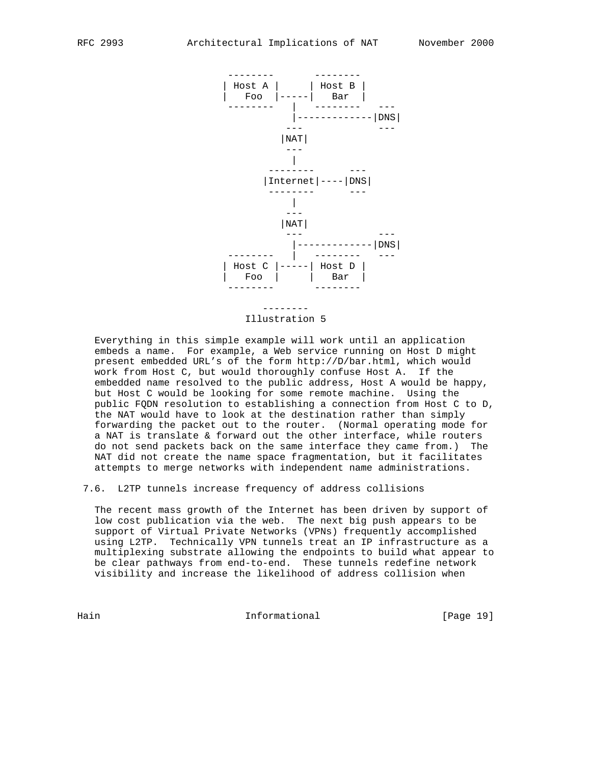```
 --------       --------
| Host A |     | Host B |
|   Foo  |-----|   Bar  |
 --------   |   --------   ---
            |-------------|DNS|
           ---             ---
          |NAT|
           ---
            |
         --------      ---
        |Internet|----|DNS|
         --------      ---
            |
           ---
          |NAT|
           ---             ---
            |-------------|DNS|
 --------   |   --------   ---
| Host C |-----| Host D |
|   Foo  |     |   Bar  |
 --------       --------

         --------
      Illustration 5
```

Everything in this simple example will work until an application embeds a name. For example, a Web service running on Host D might present embedded URL's of the form http://D/bar.html, which would work from Host C, but would thoroughly confuse Host A. If the embedded name resolved to the public address, Host A would be happy, but Host C would be looking for some remote machine. Using the public FQDN resolution to establishing a connection from Host C to D, the NAT would have to look at the destination rather than simply forwarding the packet out to the router. (Normal operating mode for a NAT is translate & forward out the other interface, while routers do not send packets back on the same interface they came from.) The NAT did not create the name space fragmentation, but it facilitates attempts to merge networks with independent name administrations.

## 7.6. L2TP tunnels increase frequency of address collisions

The recent mass growth of the Internet has been driven by support of low cost publication via the web. The next big push appears to be support of Virtual Private Networks (VPNs) frequently accomplished using L2TP. Technically VPN tunnels treat an IP infrastructure as a multiplexing substrate allowing the endpoints to build what appear to be clear pathways from end-to-end. These tunnels redefine network visibility and increase the likelihood of address collision when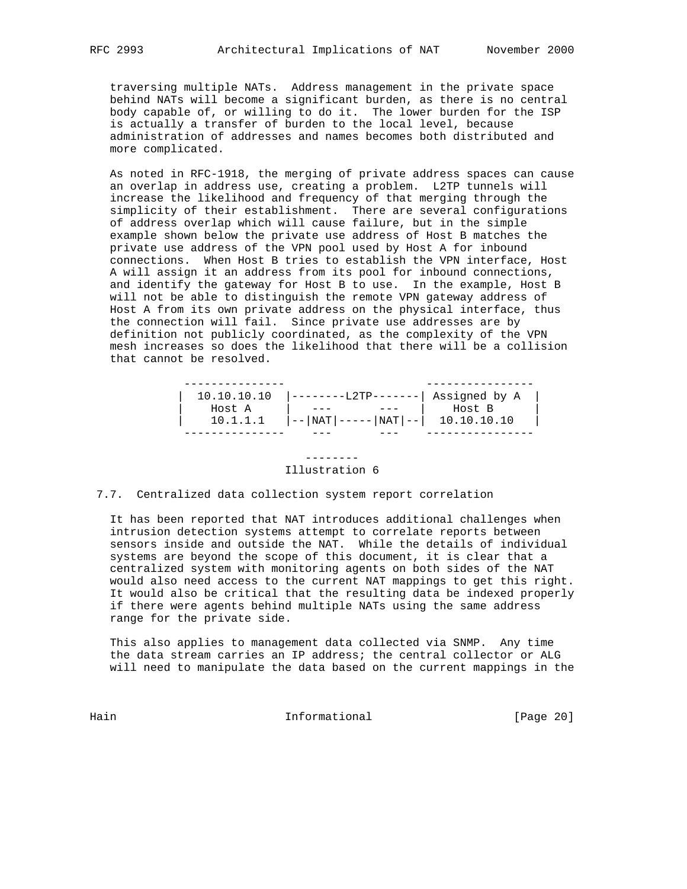traversing multiple NATs. Address management in the private space behind NATs will become a significant burden, as there is no central body capable of, or willing to do it. The lower burden for the ISP is actually a transfer of burden to the local level, because administration of addresses and names becomes both distributed and more complicated.

As noted in RFC-1918, the merging of private address spaces can cause an overlap in address use, creating a problem. L2TP tunnels will increase the likelihood and frequency of that merging through the simplicity of their establishment. There are several configurations of address overlap which will cause failure, but in the simple example shown below the private use address of Host B matches the private use address of the VPN pool used by Host A for inbound connections. When Host B tries to establish the VPN interface, Host A will assign it an address from its pool for inbound connections, and identify the gateway for Host B to use. In the example, Host B will not be able to distinguish the remote VPN gateway address of Host A from its own private address on the physical interface, thus the connection will fail. Since private use addresses are by definition not publicly coordinated, as the complexity of the VPN mesh increases so does the likelihood that there will be a collision that cannot be resolved.

```
 ---------------                       ----------------
|  10.10.10.10  |--------L2TP-------| Assigned by A  |
|    Host A     |   ---       ---   |    Host B      |
|    10.1.1.1   |--|NAT|-----|NAT|--|  10.10.10.10   |
 ---------------    ---       ---    ----------------

                      --------
                   Illustration 6
```

## 7.7. Centralized data collection system report correlation

It has been reported that NAT introduces additional challenges when intrusion detection systems attempt to correlate reports between sensors inside and outside the NAT. While the details of individual systems are beyond the scope of this document, it is clear that a centralized system with monitoring agents on both sides of the NAT would also need access to the current NAT mappings to get this right. It would also be critical that the resulting data be indexed properly if there were agents behind multiple NATs using the same address range for the private side.

This also applies to management data collected via SNMP. Any time the data stream carries an IP address; the central collector or ALG will need to manipulate the data based on the current mappings in the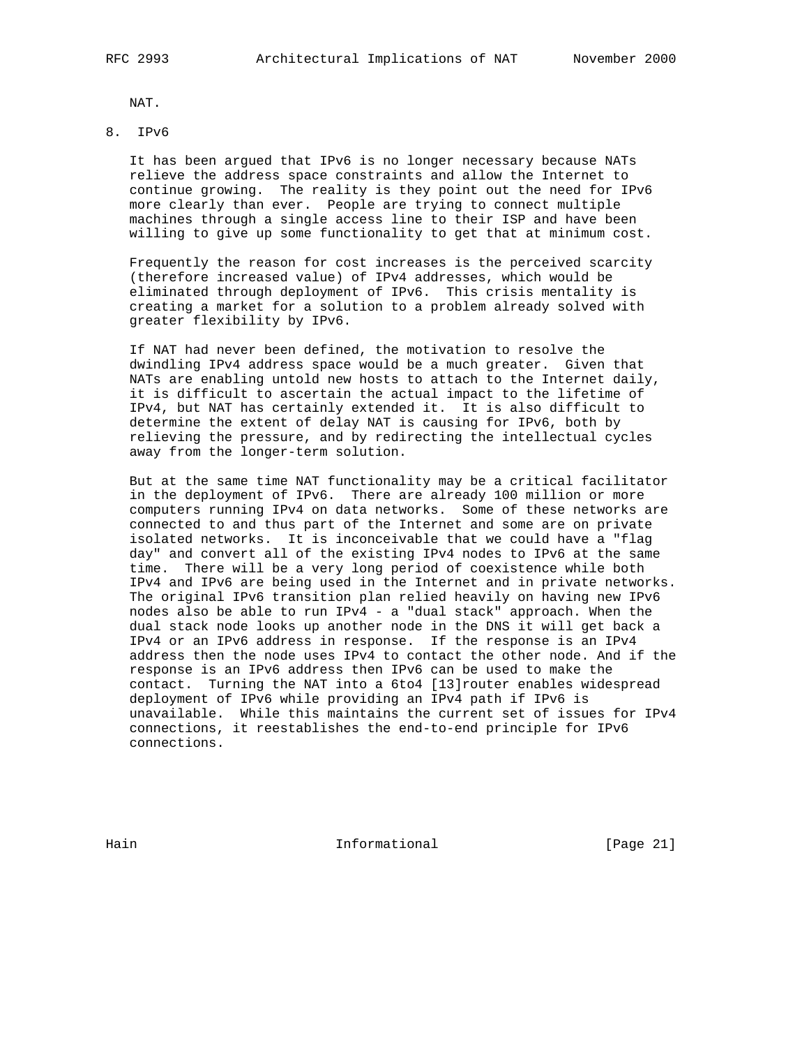NAT.

## 8. IPv6

It has been argued that IPv6 is no longer necessary because NATs relieve the address space constraints and allow the Internet to continue growing. The reality is they point out the need for IPv6 more clearly than ever. People are trying to connect multiple machines through a single access line to their ISP and have been willing to give up some functionality to get that at minimum cost.

Frequently the reason for cost increases is the perceived scarcity (therefore increased value) of IPv4 addresses, which would be eliminated through deployment of IPv6. This crisis mentality is creating a market for a solution to a problem already solved with greater flexibility by IPv6.

If NAT had never been defined, the motivation to resolve the dwindling IPv4 address space would be a much greater. Given that NATs are enabling untold new hosts to attach to the Internet daily, it is difficult to ascertain the actual impact to the lifetime of IPv4, but NAT has certainly extended it. It is also difficult to determine the extent of delay NAT is causing for IPv6, both by relieving the pressure, and by redirecting the intellectual cycles away from the longer-term solution.

But at the same time NAT functionality may be a critical facilitator in the deployment of IPv6. There are already 100 million or more computers running IPv4 on data networks. Some of these networks are connected to and thus part of the Internet and some are on private isolated networks. It is inconceivable that we could have a "flag day" and convert all of the existing IPv4 nodes to IPv6 at the same time. There will be a very long period of coexistence while both IPv4 and IPv6 are being used in the Internet and in private networks. The original IPv6 transition plan relied heavily on having new IPv6 nodes also be able to run IPv4 - a "dual stack" approach. When the dual stack node looks up another node in the DNS it will get back a IPv4 or an IPv6 address in response. If the response is an IPv4 address then the node uses IPv4 to contact the other node. And if the response is an IPv6 address then IPv6 can be used to make the contact. Turning the NAT into a 6to4 [13]router enables widespread deployment of IPv6 while providing an IPv4 path if IPv6 is unavailable. While this maintains the current set of issues for IPv4 connections, it reestablishes the end-to-end principle for IPv6 connections.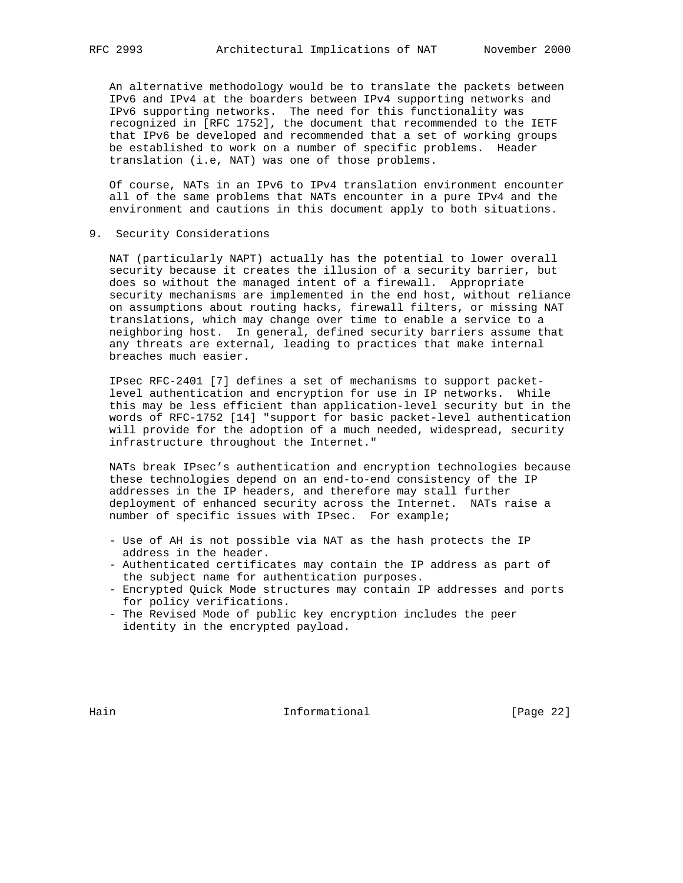An alternative methodology would be to translate the packets between IPv6 and IPv4 at the boarders between IPv4 supporting networks and IPv6 supporting networks. The need for this functionality was recognized in [RFC 1752], the document that recommended to the IETF that IPv6 be developed and recommended that a set of working groups be established to work on a number of specific problems. Header translation (i.e, NAT) was one of those problems.

Of course, NATs in an IPv6 to IPv4 translation environment encounter all of the same problems that NATs encounter in a pure IPv4 and the environment and cautions in this document apply to both situations.

## 9. Security Considerations

NAT (particularly NAPT) actually has the potential to lower overall security because it creates the illusion of a security barrier, but does so without the managed intent of a firewall. Appropriate security mechanisms are implemented in the end host, without reliance on assumptions about routing hacks, firewall filters, or missing NAT translations, which may change over time to enable a service to a neighboring host. In general, defined security barriers assume that any threats are external, leading to practices that make internal breaches much easier.

IPsec RFC-2401 [7] defines a set of mechanisms to support packet-level authentication and encryption for use in IP networks. While this may be less efficient than application-level security but in the words of RFC-1752 [14] "support for basic packet-level authentication will provide for the adoption of a much needed, widespread, security infrastructure throughout the Internet."

NATs break IPsec’s authentication and encryption technologies because these technologies depend on an end-to-end consistency of the IP addresses in the IP headers, and therefore may stall further deployment of enhanced security across the Internet. NATs raise a number of specific issues with IPsec. For example;

- Use of AH is not possible via NAT as the hash protects the IP address in the header.
- Authenticated certificates may contain the IP address as part of the subject name for authentication purposes.
- Encrypted Quick Mode structures may contain IP addresses and ports for policy verifications.
- The Revised Mode of public key encryption includes the peer identity in the encrypted payload.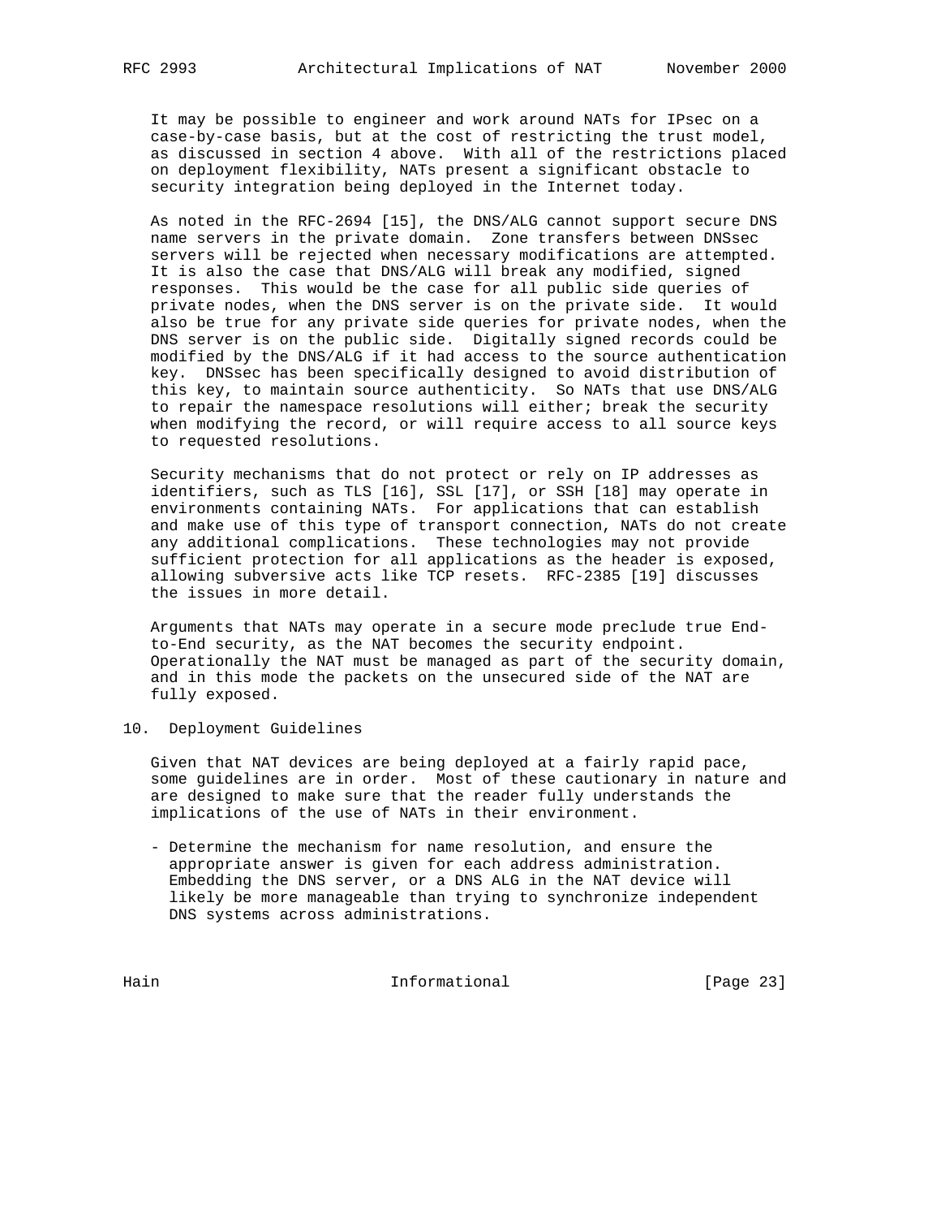It may be possible to engineer and work around NATs for IPsec on a case-by-case basis, but at the cost of restricting the trust model, as discussed in section 4 above. With all of the restrictions placed on deployment flexibility, NATs present a significant obstacle to security integration being deployed in the Internet today.

As noted in the RFC-2694 [15], the DNS/ALG cannot support secure DNS name servers in the private domain. Zone transfers between DNSsec servers will be rejected when necessary modifications are attempted. It is also the case that DNS/ALG will break any modified, signed responses. This would be the case for all public side queries of private nodes, when the DNS server is on the private side. It would also be true for any private side queries for private nodes, when the DNS server is on the public side. Digitally signed records could be modified by the DNS/ALG if it had access to the source authentication key. DNSsec has been specifically designed to avoid distribution of this key, to maintain source authenticity. So NATs that use DNS/ALG to repair the namespace resolutions will either; break the security when modifying the record, or will require access to all source keys to requested resolutions.

Security mechanisms that do not protect or rely on IP addresses as identifiers, such as TLS [16], SSL [17], or SSH [18] may operate in environments containing NATs. For applications that can establish and make use of this type of transport connection, NATs do not create any additional complications. These technologies may not provide sufficient protection for all applications as the header is exposed, allowing subversive acts like TCP resets. RFC-2385 [19] discusses the issues in more detail.

Arguments that NATs may operate in a secure mode preclude true End-to-End security, as the NAT becomes the security endpoint. Operationally the NAT must be managed as part of the security domain, and in this mode the packets on the unsecured side of the NAT are fully exposed.

## 10. Deployment Guidelines

Given that NAT devices are being deployed at a fairly rapid pace, some guidelines are in order. Most of these cautionary in nature and are designed to make sure that the reader fully understands the implications of the use of NATs in their environment.

- Determine the mechanism for name resolution, and ensure the appropriate answer is given for each address administration. Embedding the DNS server, or a DNS ALG in the NAT device will likely be more manageable than trying to synchronize independent DNS systems across administrations.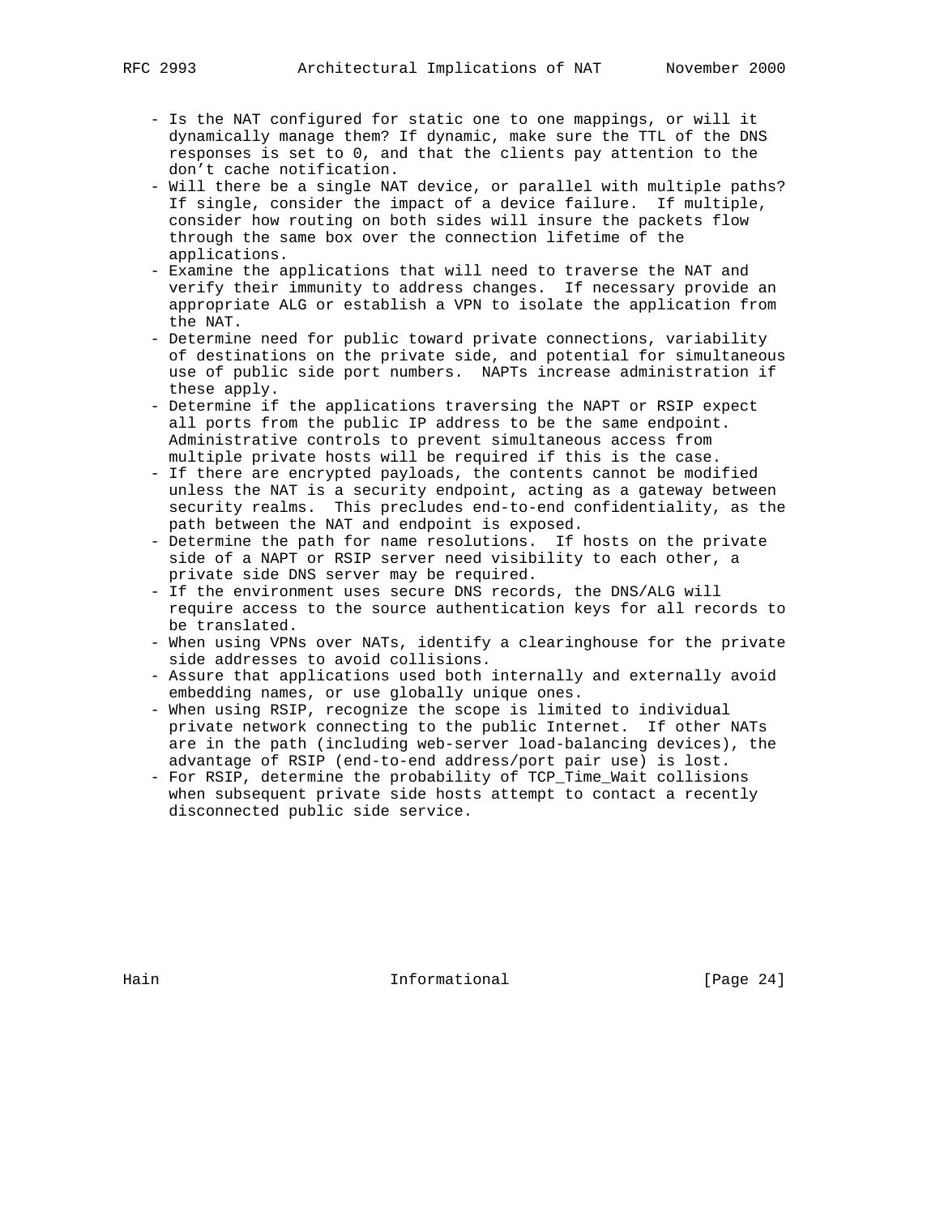- Is the NAT configured for static one to one mappings, or will it dynamically manage them? If dynamic, make sure the TTL of the DNS responses is set to 0, and that the clients pay attention to the don't cache notification.
- Will there be a single NAT device, or parallel with multiple paths? If single, consider the impact of a device failure. If multiple, consider how routing on both sides will insure the packets flow through the same box over the connection lifetime of the applications.
- Examine the applications that will need to traverse the NAT and verify their immunity to address changes. If necessary provide an appropriate ALG or establish a VPN to isolate the application from the NAT.
- Determine need for public toward private connections, variability of destinations on the private side, and potential for simultaneous use of public side port numbers. NAPTs increase administration if these apply.
- Determine if the applications traversing the NAPT or RSIP expect all ports from the public IP address to be the same endpoint. Administrative controls to prevent simultaneous access from multiple private hosts will be required if this is the case.
- If there are encrypted payloads, the contents cannot be modified unless the NAT is a security endpoint, acting as a gateway between security realms. This precludes end-to-end confidentiality, as the path between the NAT and endpoint is exposed.
- Determine the path for name resolutions. If hosts on the private side of a NAPT or RSIP server need visibility to each other, a private side DNS server may be required.
- If the environment uses secure DNS records, the DNS/ALG will require access to the source authentication keys for all records to be translated.
- When using VPNs over NATs, identify a clearinghouse for the private side addresses to avoid collisions.
- Assure that applications used both internally and externally avoid embedding names, or use globally unique ones.
- When using RSIP, recognize the scope is limited to individual private network connecting to the public Internet. If other NATs are in the path (including web-server load-balancing devices), the advantage of RSIP (end-to-end address/port pair use) is lost.
- For RSIP, determine the probability of TCP_Time_Wait collisions when subsequent private side hosts attempt to contact a recently disconnected public side service.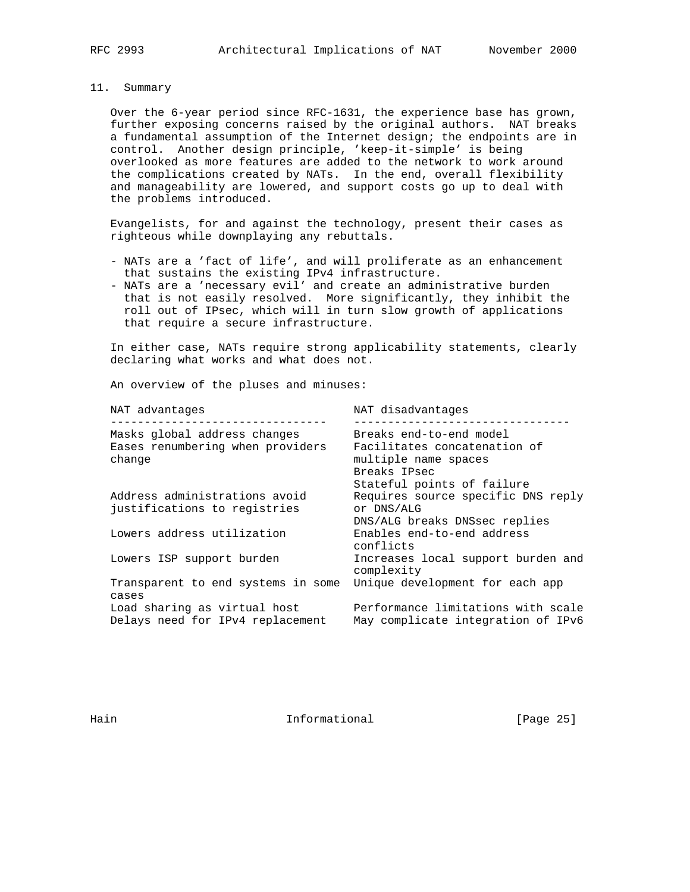## 11. Summary

Over the 6-year period since RFC-1631, the experience base has grown, further exposing concerns raised by the original authors. NAT breaks a fundamental assumption of the Internet design; the endpoints are in control. Another design principle, 'keep-it-simple' is being overlooked as more features are added to the network to work around the complications created by NATs. In the end, overall flexibility and manageability are lowered, and support costs go up to deal with the problems introduced.

Evangelists, for and against the technology, present their cases as righteous while downplaying any rebuttals.

- NATs are a 'fact of life', and will proliferate as an enhancement that sustains the existing IPv4 infrastructure.
- NATs are a 'necessary evil' and create an administrative burden that is not easily resolved. More significantly, they inhibit the roll out of IPsec, which will in turn slow growth of applications that require a secure infrastructure.

In either case, NATs require strong applicability statements, clearly declaring what works and what does not.

An overview of the pluses and minuses:

| NAT advantages | NAT disadvantages |
|---|---|
| Masks global address changes | Breaks end-to-end model |
| Eases renumbering when providers change | Facilitates concatenation of multiple name spaces |
| | Breaks IPsec |
| | Stateful points of failure |
| Address administrations avoid justifications to registries | Requires source specific DNS reply or DNS/ALG |
| | DNS/ALG breaks DNSsec replies |
| Lowers address utilization | Enables end-to-end address conflicts |
| Lowers ISP support burden | Increases local support burden and complexity |
| Transparent to end systems in some cases | Unique development for each app |
| Load sharing as virtual host | Performance limitations with scale |
| Delays need for IPv4 replacement | May complicate integration of IPv6 |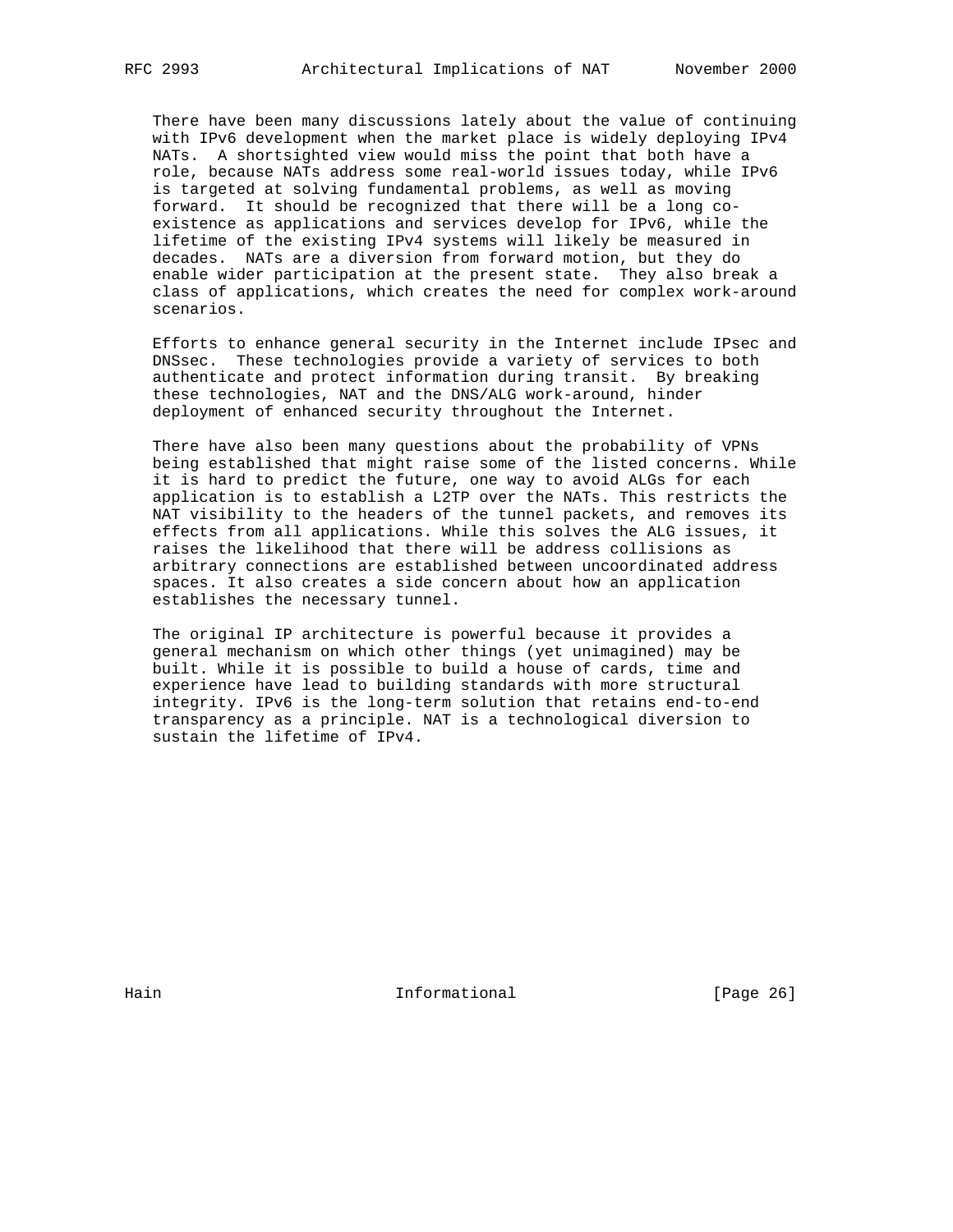There have been many discussions lately about the value of continuing with IPv6 development when the market place is widely deploying IPv4 NATs. A shortsighted view would miss the point that both have a role, because NATs address some real-world issues today, while IPv6 is targeted at solving fundamental problems, as well as moving forward. It should be recognized that there will be a long co-existence as applications and services develop for IPv6, while the lifetime of the existing IPv4 systems will likely be measured in decades. NATs are a diversion from forward motion, but they do enable wider participation at the present state. They also break a class of applications, which creates the need for complex work-around scenarios.

Efforts to enhance general security in the Internet include IPsec and DNSsec. These technologies provide a variety of services to both authenticate and protect information during transit. By breaking these technologies, NAT and the DNS/ALG work-around, hinder deployment of enhanced security throughout the Internet.

There have also been many questions about the probability of VPNs being established that might raise some of the listed concerns. While it is hard to predict the future, one way to avoid ALGs for each application is to establish a L2TP over the NATs. This restricts the NAT visibility to the headers of the tunnel packets, and removes its effects from all applications. While this solves the ALG issues, it raises the likelihood that there will be address collisions as arbitrary connections are established between uncoordinated address spaces. It also creates a side concern about how an application establishes the necessary tunnel.

The original IP architecture is powerful because it provides a general mechanism on which other things (yet unimagined) may be built. While it is possible to build a house of cards, time and experience have lead to building standards with more structural integrity. IPv6 is the long-term solution that retains end-to-end transparency as a principle. NAT is a technological diversion to sustain the lifetime of IPv4.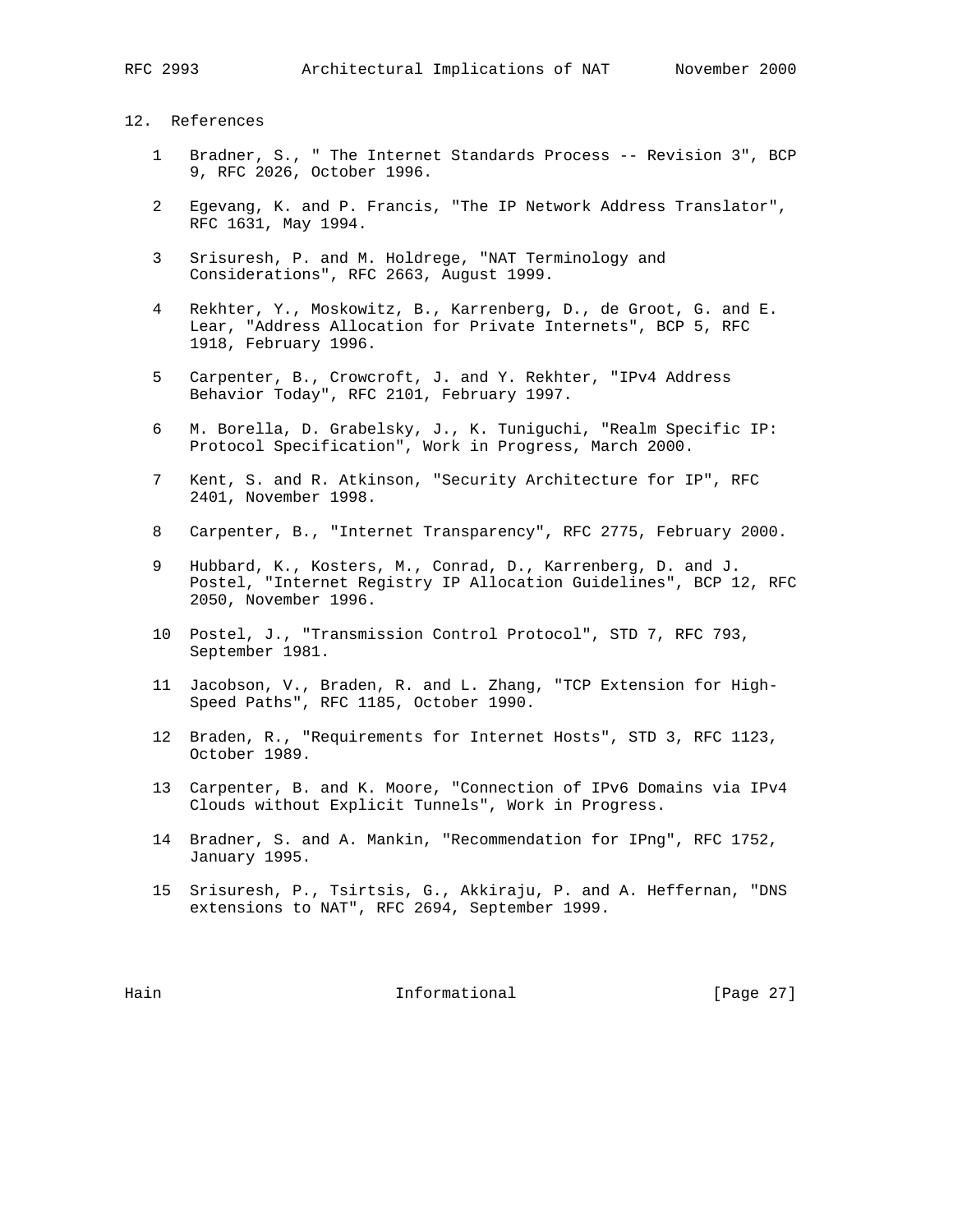## 12. References

1 Bradner, S., " The Internet Standards Process -- Revision 3", BCP 9, RFC 2026, October 1996.

2 Egevang, K. and P. Francis, "The IP Network Address Translator", RFC 1631, May 1994.

3 Srisuresh, P. and M. Holdrege, "NAT Terminology and Considerations", RFC 2663, August 1999.

4 Rekhter, Y., Moskowitz, B., Karrenberg, D., de Groot, G. and E. Lear, "Address Allocation for Private Internets", BCP 5, RFC 1918, February 1996.

5 Carpenter, B., Crowcroft, J. and Y. Rekhter, "IPv4 Address Behavior Today", RFC 2101, February 1997.

6 M. Borella, D. Grabelsky, J., K. Tuniguchi, "Realm Specific IP: Protocol Specification", Work in Progress, March 2000.

7 Kent, S. and R. Atkinson, "Security Architecture for IP", RFC 2401, November 1998.

8 Carpenter, B., "Internet Transparency", RFC 2775, February 2000.

9 Hubbard, K., Kosters, M., Conrad, D., Karrenberg, D. and J. Postel, "Internet Registry IP Allocation Guidelines", BCP 12, RFC 2050, November 1996.

10 Postel, J., "Transmission Control Protocol", STD 7, RFC 793, September 1981.

11 Jacobson, V., Braden, R. and L. Zhang, "TCP Extension for High-Speed Paths", RFC 1185, October 1990.

12 Braden, R., "Requirements for Internet Hosts", STD 3, RFC 1123, October 1989.

13 Carpenter, B. and K. Moore, "Connection of IPv6 Domains via IPv4 Clouds without Explicit Tunnels", Work in Progress.

14 Bradner, S. and A. Mankin, "Recommendation for IPng", RFC 1752, January 1995.

15 Srisuresh, P., Tsirtsis, G., Akkiraju, P. and A. Heffernan, "DNS extensions to NAT", RFC 2694, September 1999.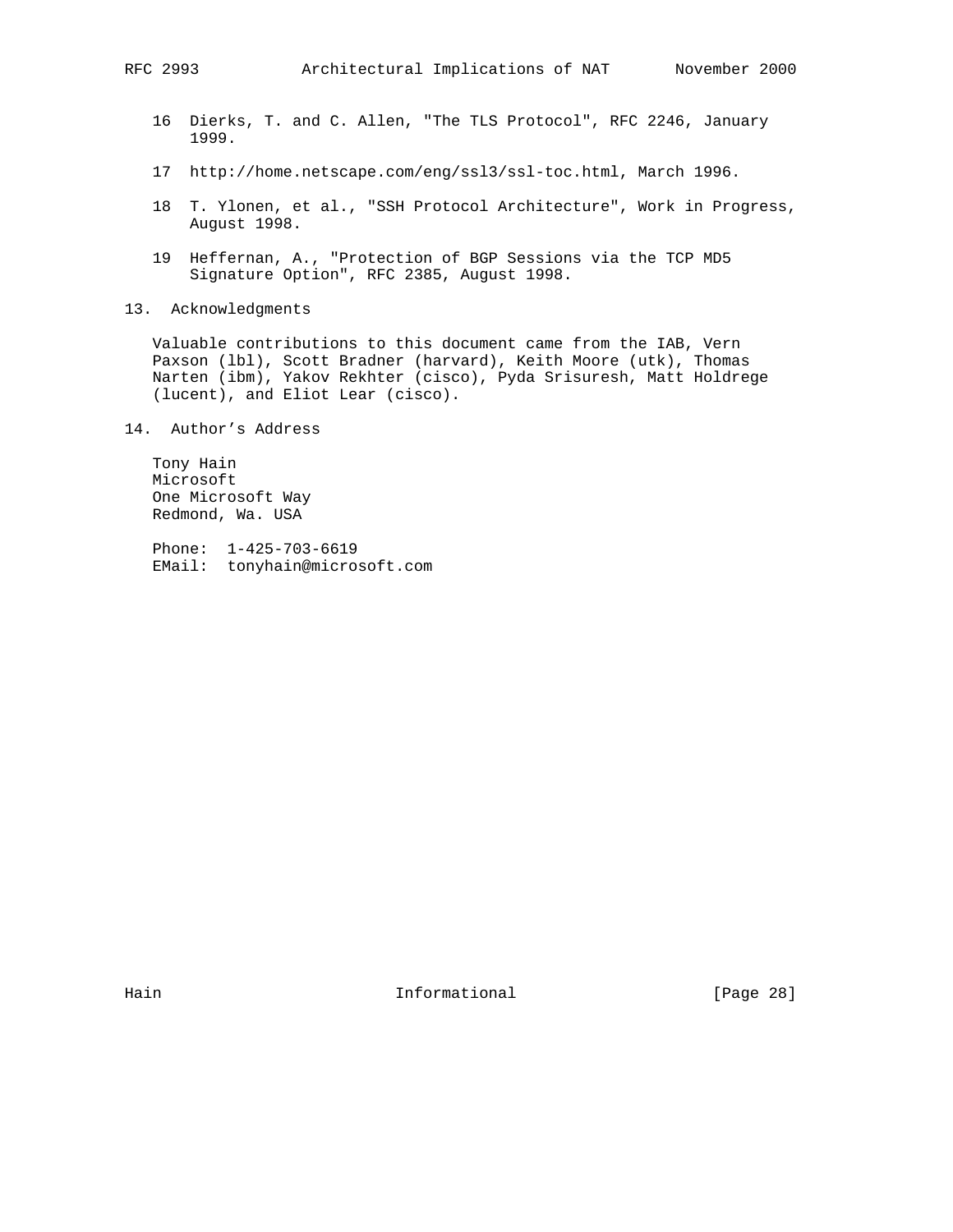16 Dierks, T. and C. Allen, "The TLS Protocol", RFC 2246, January 1999.

17 http://home.netscape.com/eng/ssl3/ssl-toc.html, March 1996.

18 T. Ylonen, et al., "SSH Protocol Architecture", Work in Progress, August 1998.

19 Heffernan, A., "Protection of BGP Sessions via the TCP MD5 Signature Option", RFC 2385, August 1998.

## 13. Acknowledgments

Valuable contributions to this document came from the IAB, Vern Paxson (lbl), Scott Bradner (harvard), Keith Moore (utk), Thomas Narten (ibm), Yakov Rekhter (cisco), Pyda Srisuresh, Matt Holdrege (lucent), and Eliot Lear (cisco).

## 14. Author's Address

Tony Hain
Microsoft
One Microsoft Way
Redmond, Wa. USA

Phone: 1-425-703-6619
EMail: tonyhain@microsoft.com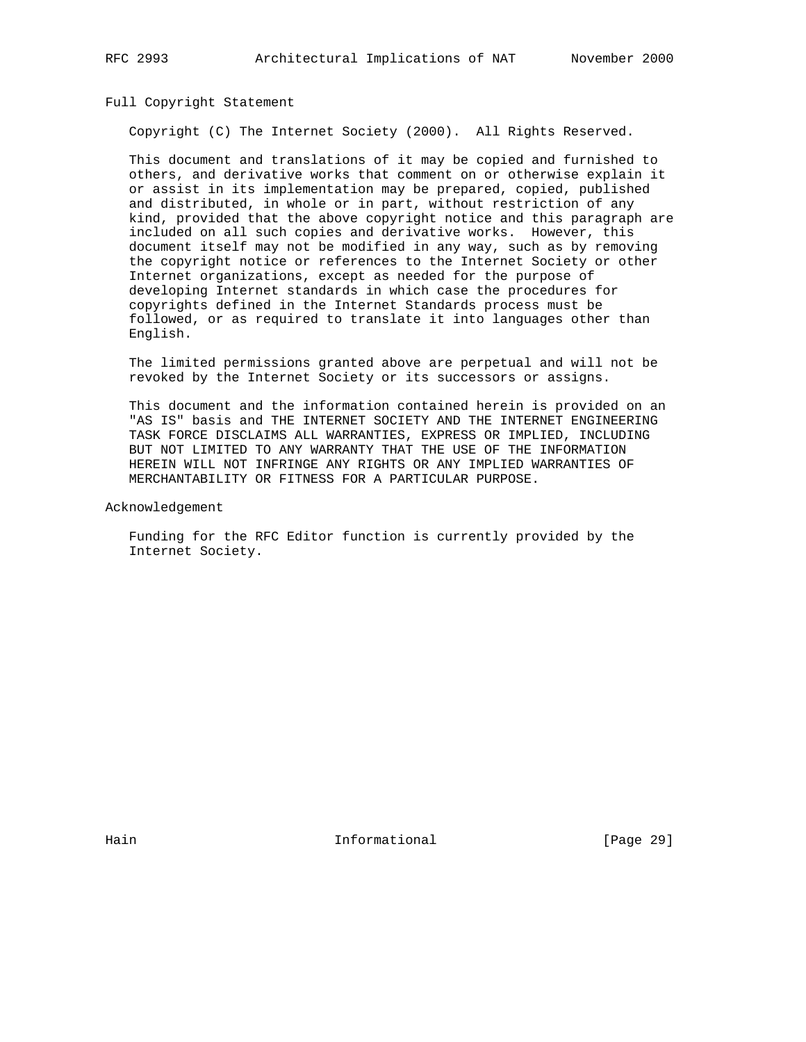## Full Copyright Statement

Copyright (C) The Internet Society (2000). All Rights Reserved.

This document and translations of it may be copied and furnished to others, and derivative works that comment on or otherwise explain it or assist in its implementation may be prepared, copied, published and distributed, in whole or in part, without restriction of any kind, provided that the above copyright notice and this paragraph are included on all such copies and derivative works. However, this document itself may not be modified in any way, such as by removing the copyright notice or references to the Internet Society or other Internet organizations, except as needed for the purpose of developing Internet standards in which case the procedures for copyrights defined in the Internet Standards process must be followed, or as required to translate it into languages other than English.

The limited permissions granted above are perpetual and will not be revoked by the Internet Society or its successors or assigns.

This document and the information contained herein is provided on an "AS IS" basis and THE INTERNET SOCIETY AND THE INTERNET ENGINEERING TASK FORCE DISCLAIMS ALL WARRANTIES, EXPRESS OR IMPLIED, INCLUDING BUT NOT LIMITED TO ANY WARRANTY THAT THE USE OF THE INFORMATION HEREIN WILL NOT INFRINGE ANY RIGHTS OR ANY IMPLIED WARRANTIES OF MERCHANTABILITY OR FITNESS FOR A PARTICULAR PURPOSE.

## Acknowledgement

Funding for the RFC Editor function is currently provided by the Internet Society.